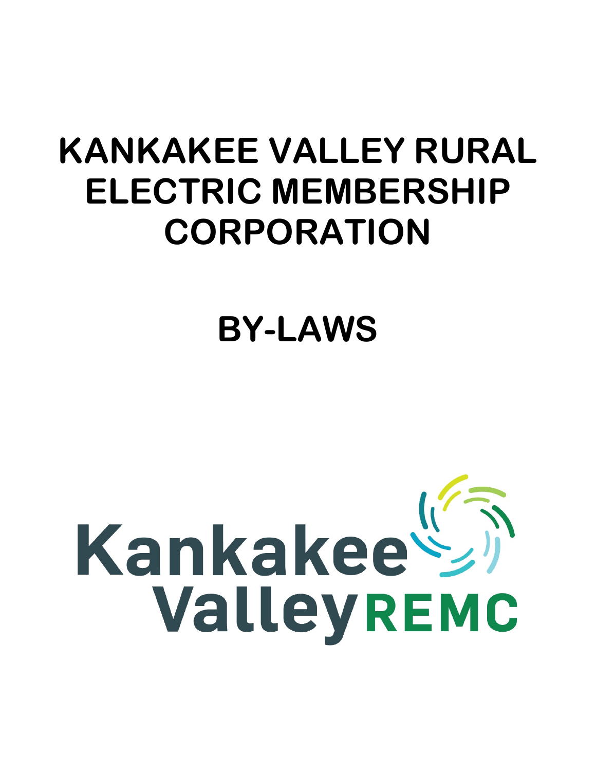# KANKAKEE VALLEY RURAL ELECTRIC MEMBERSHIP CORPORATION

# BY-LAWS

Kankakee Valley REMC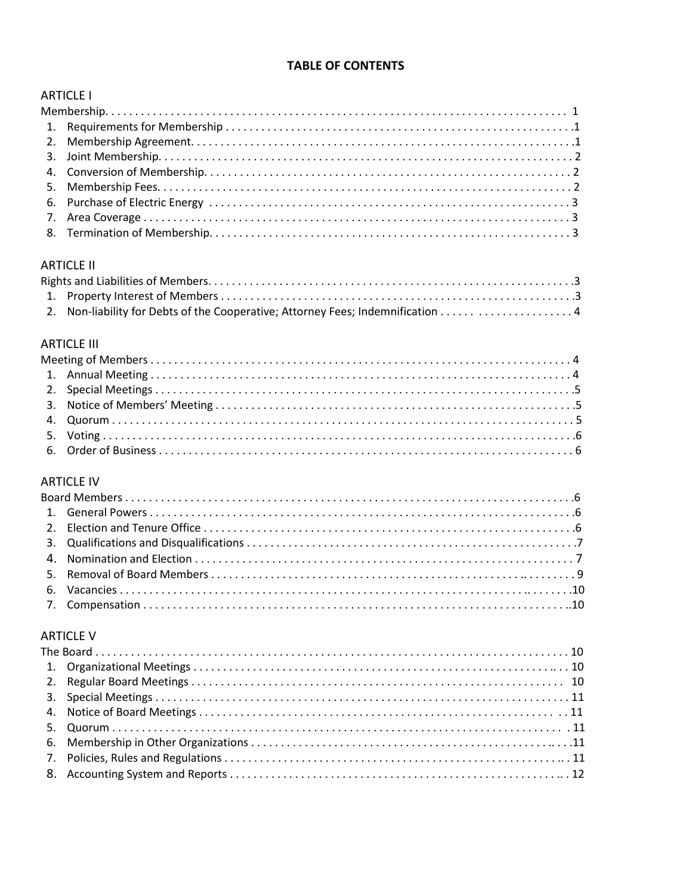# TABLE OF CONTENTS

## ARTICLE I

Membership. . . . . . . . . . . . . . . . . . . . . . . . . . . . . . . . . . . . . . . . . . . . . . . . . . . . . . . . . . . . . . . . . . . . . . . . . . . 1

1. Requirements for Membership . . . . . . . . . . . . . . . . . . . . . . . . . . . . . . . . . . . . . . . . . . . . . . . . . . . . . . . .1
2. Membership Agreement. . . . . . . . . . . . . . . . . . . . . . . . . . . . . . . . . . . . . . . . . . . . . . . . . . . . . . . . . . . . . . .1
3. Joint Membership. . . . . . . . . . . . . . . . . . . . . . . . . . . . . . . . . . . . . . . . . . . . . . . . . . . . . . . . . . . . . . . . . . . 2
4. Conversion of Membership. . . . . . . . . . . . . . . . . . . . . . . . . . . . . . . . . . . . . . . . . . . . . . . . . . . . . . . . . . . . 2
5. Membership Fees. . . . . . . . . . . . . . . . . . . . . . . . . . . . . . . . . . . . . . . . . . . . . . . . . . . . . . . . . . . . . . . . . . . 2
6. Purchase of Electric Energy . . . . . . . . . . . . . . . . . . . . . . . . . . . . . . . . . . . . . . . . . . . . . . . . . . . . . . . . . . . 3
7. Area Coverage . . . . . . . . . . . . . . . . . . . . . . . . . . . . . . . . . . . . . . . . . . . . . . . . . . . . . . . . . . . . . . . . . . . . . 3
8. Termination of Membership. . . . . . . . . . . . . . . . . . . . . . . . . . . . . . . . . . . . . . . . . . . . . . . . . . . . . . . . . . . . 3

## ARTICLE II

Rights and Liabilities of Members. . . . . . . . . . . . . . . . . . . . . . . . . . . . . . . . . . . . . . . . . . . . . . . . . . . . . . . . . . . . .3

1. Property Interest of Members . . . . . . . . . . . . . . . . . . . . . . . . . . . . . . . . . . . . . . . . . . . . . . . . . . . . . . . . . .3
2. Non-liability for Debts of the Cooperative; Attorney Fees; Indemnification . . . . . . . . . . . . . . . . . . . . . . . . 4

## ARTICLE III

Meeting of Members . . . . . . . . . . . . . . . . . . . . . . . . . . . . . . . . . . . . . . . . . . . . . . . . . . . . . . . . . . . . . . . . . . . . . . 4

1. Annual Meeting . . . . . . . . . . . . . . . . . . . . . . . . . . . . . . . . . . . . . . . . . . . . . . . . . . . . . . . . . . . . . . . . . . . . . 4
2. Special Meetings . . . . . . . . . . . . . . . . . . . . . . . . . . . . . . . . . . . . . . . . . . . . . . . . . . . . . . . . . . . . . . . . . . . . .5
3. Notice of Members' Meeting . . . . . . . . . . . . . . . . . . . . . . . . . . . . . . . . . . . . . . . . . . . . . . . . . . . . . . . . . . . .5
4. Quorum . . . . . . . . . . . . . . . . . . . . . . . . . . . . . . . . . . . . . . . . . . . . . . . . . . . . . . . . . . . . . . . . . . . . . . . . . . . 5
5. Voting . . . . . . . . . . . . . . . . . . . . . . . . . . . . . . . . . . . . . . . . . . . . . . . . . . . . . . . . . . . . . . . . . . . . . . . . . . . .6
6. Order of Business . . . . . . . . . . . . . . . . . . . . . . . . . . . . . . . . . . . . . . . . . . . . . . . . . . . . . . . . . . . . . . . . . . . 6

## ARTICLE IV

Board Members . . . . . . . . . . . . . . . . . . . . . . . . . . . . . . . . . . . . . . . . . . . . . . . . . . . . . . . . . . . . . . . . . . . . . . . . .6

1. General Powers . . . . . . . . . . . . . . . . . . . . . . . . . . . . . . . . . . . . . . . . . . . . . . . . . . . . . . . . . . . . . . . . . . . . .6
2. Election and Tenure Office . . . . . . . . . . . . . . . . . . . . . . . . . . . . . . . . . . . . . . . . . . . . . . . . . . . . . . . . . . . . .6
3. Qualifications and Disqualifications . . . . . . . . . . . . . . . . . . . . . . . . . . . . . . . . . . . . . . . . . . . . . . . . . . . . . .7
4. Nomination and Election . . . . . . . . . . . . . . . . . . . . . . . . . . . . . . . . . . . . . . . . . . . . . . . . . . . . . . . . . . . . . . 7
5. Removal of Board Members . . . . . . . . . . . . . . . . . . . . . . . . . . . . . . . . . . . . . . . . . . . . . . . . . . . . . . . . . . . 9
6. Vacancies . . . . . . . . . . . . . . . . . . . . . . . . . . . . . . . . . . . . . . . . . . . . . . . . . . . . . . . . . . . . . . . . . . . . . . . . .10
7. Compensation . . . . . . . . . . . . . . . . . . . . . . . . . . . . . . . . . . . . . . . . . . . . . . . . . . . . . . . . . . . . . . . . . . . . . .10

## ARTICLE V

The Board . . . . . . . . . . . . . . . . . . . . . . . . . . . . . . . . . . . . . . . . . . . . . . . . . . . . . . . . . . . . . . . . . . . . . . . . . . . 10

1. Organizational Meetings . . . . . . . . . . . . . . . . . . . . . . . . . . . . . . . . . . . . . . . . . . . . . . . . . . . . . . . . . . . . . 10
2. Regular Board Meetings . . . . . . . . . . . . . . . . . . . . . . . . . . . . . . . . . . . . . . . . . . . . . . . . . . . . . . . . . . . . . 10
3. Special Meetings . . . . . . . . . . . . . . . . . . . . . . . . . . . . . . . . . . . . . . . . . . . . . . . . . . . . . . . . . . . . . . . . . . . 11
4. Notice of Board Meetings . . . . . . . . . . . . . . . . . . . . . . . . . . . . . . . . . . . . . . . . . . . . . . . . . . . . . . . . . . . . 11
5. Quorum . . . . . . . . . . . . . . . . . . . . . . . . . . . . . . . . . . . . . . . . . . . . . . . . . . . . . . . . . . . . . . . . . . . . . . . . . . 11
6. Membership in Other Organizations . . . . . . . . . . . . . . . . . . . . . . . . . . . . . . . . . . . . . . . . . . . . . . . . . . . . .11
7. Policies, Rules and Regulations . . . . . . . . . . . . . . . . . . . . . . . . . . . . . . . . . . . . . . . . . . . . . . . . . . . . . . . . 11
8. Accounting System and Reports . . . . . . . . . . . . . . . . . . . . . . . . . . . . . . . . . . . . . . . . . . . . . . . . . . . . . . . . 12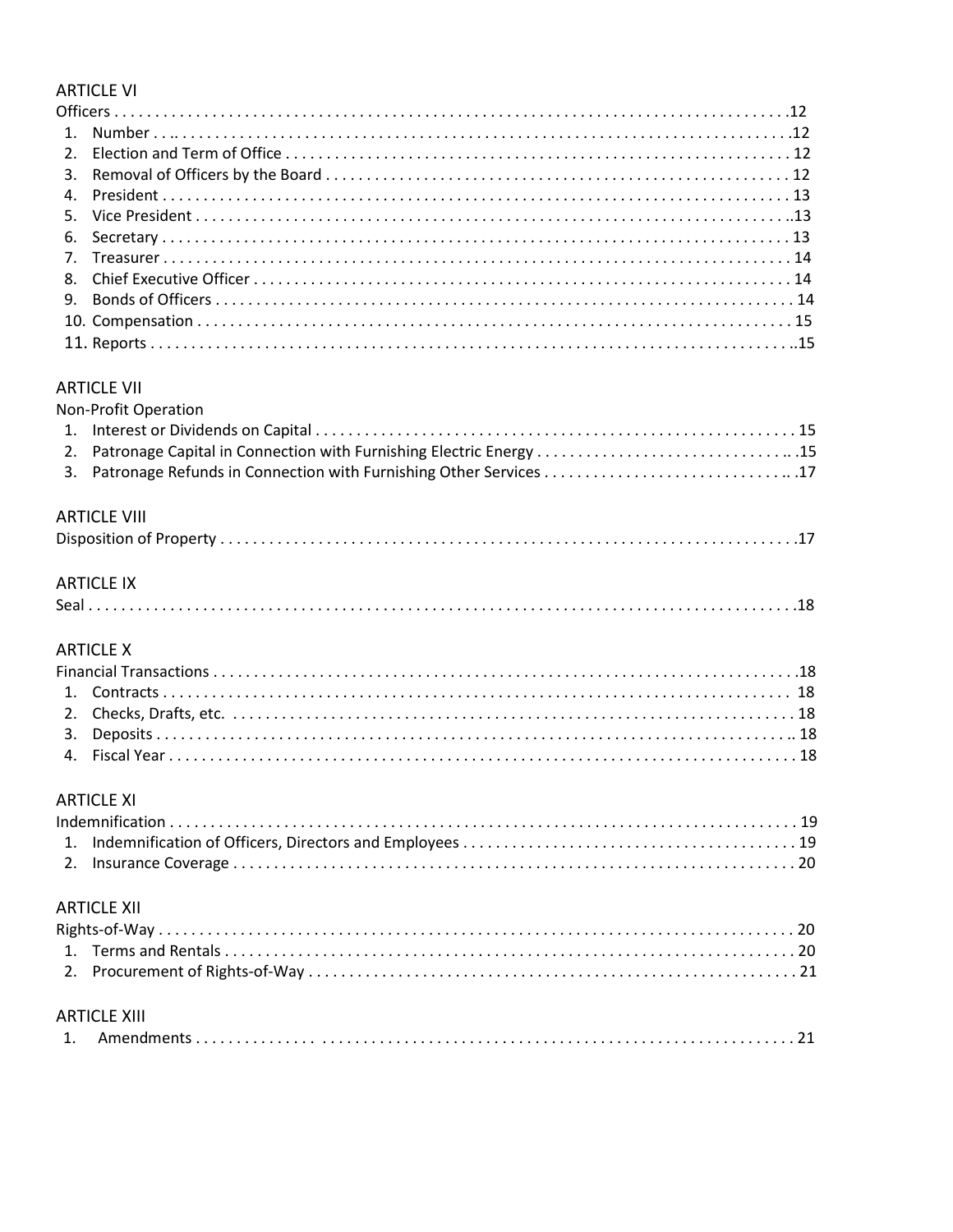ARTICLE VI

Officers . . . 12

1. Number . . . 12
2. Election and Term of Office . . . 12
3. Removal of Officers by the Board . . . 12
4. President . . . 13
5. Vice President . . . 13
6. Secretary . . . 13
7. Treasurer . . . 14
8. Chief Executive Officer . . . 14
9. Bonds of Officers . . . 14
10. Compensation . . . 15
11. Reports . . . 15

ARTICLE VII

Non-Profit Operation

1. Interest or Dividends on Capital . . . 15
2. Patronage Capital in Connection with Furnishing Electric Energy . . . 15
3. Patronage Refunds in Connection with Furnishing Other Services . . . 17

ARTICLE VIII

Disposition of Property . . . 17

ARTICLE IX

Seal . . . 18

ARTICLE X

Financial Transactions . . . 18

1. Contracts . . . 18
2. Checks, Drafts, etc. . . . 18
3. Deposits . . . 18
4. Fiscal Year . . . 18

ARTICLE XI

Indemnification . . . 19

1. Indemnification of Officers, Directors and Employees . . . 19
2. Insurance Coverage . . . 20

ARTICLE XII

Rights-of-Way . . . 20

1. Terms and Rentals . . . 20
2. Procurement of Rights-of-Way . . . 21

ARTICLE XIII

1. Amendments . . . 21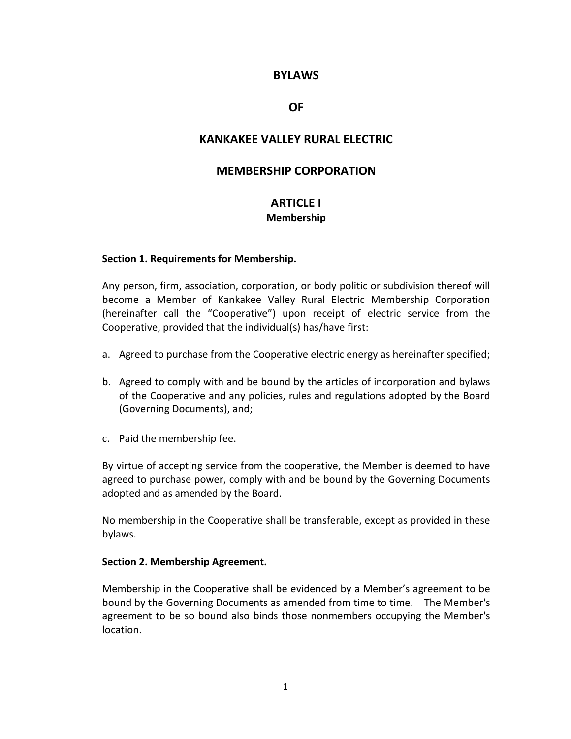# BYLAWS

# OF

# KANKAKEE VALLEY RURAL ELECTRIC

# MEMBERSHIP CORPORATION

## ARTICLE I

### Membership

**Section 1. Requirements for Membership.**

Any person, firm, association, corporation, or body politic or subdivision thereof will become a Member of Kankakee Valley Rural Electric Membership Corporation (hereinafter call the "Cooperative") upon receipt of electric service from the Cooperative, provided that the individual(s) has/have first:

a. Agreed to purchase from the Cooperative electric energy as hereinafter specified;

b. Agreed to comply with and be bound by the articles of incorporation and bylaws of the Cooperative and any policies, rules and regulations adopted by the Board (Governing Documents), and;

c. Paid the membership fee.

By virtue of accepting service from the cooperative, the Member is deemed to have agreed to purchase power, comply with and be bound by the Governing Documents adopted and as amended by the Board.

No membership in the Cooperative shall be transferable, except as provided in these bylaws.

**Section 2. Membership Agreement.**

Membership in the Cooperative shall be evidenced by a Member's agreement to be bound by the Governing Documents as amended from time to time. The Member's agreement to be so bound also binds those nonmembers occupying the Member's location.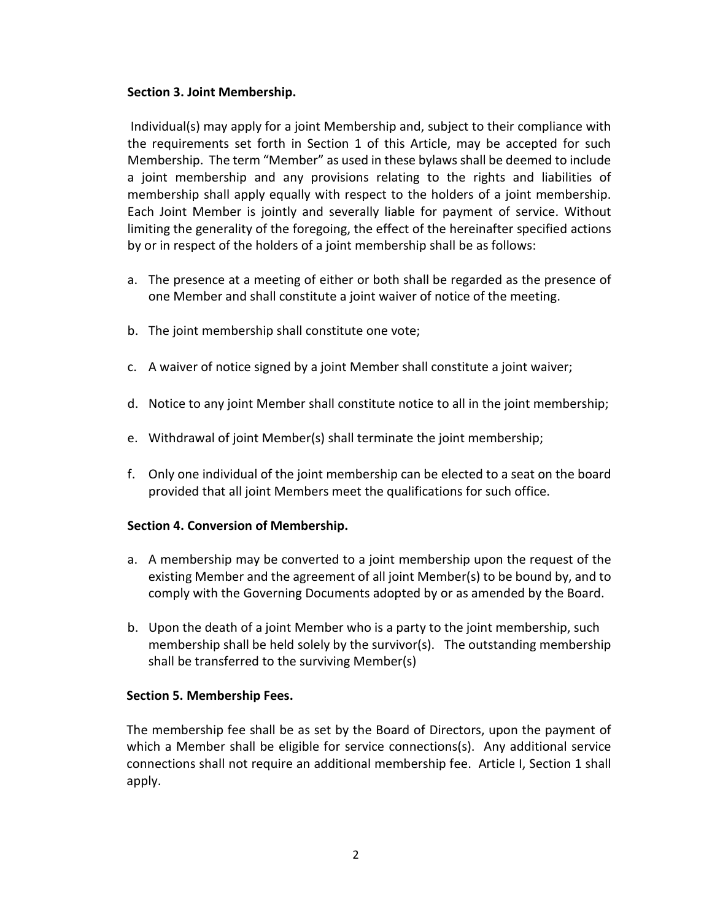**Section 3. Joint Membership.**

Individual(s) may apply for a joint Membership and, subject to their compliance with the requirements set forth in Section 1 of this Article, may be accepted for such Membership. The term "Member" as used in these bylaws shall be deemed to include a joint membership and any provisions relating to the rights and liabilities of membership shall apply equally with respect to the holders of a joint membership. Each Joint Member is jointly and severally liable for payment of service. Without limiting the generality of the foregoing, the effect of the hereinafter specified actions by or in respect of the holders of a joint membership shall be as follows:

a. The presence at a meeting of either or both shall be regarded as the presence of one Member and shall constitute a joint waiver of notice of the meeting.

b. The joint membership shall constitute one vote;

c. A waiver of notice signed by a joint Member shall constitute a joint waiver;

d. Notice to any joint Member shall constitute notice to all in the joint membership;

e. Withdrawal of joint Member(s) shall terminate the joint membership;

f. Only one individual of the joint membership can be elected to a seat on the board provided that all joint Members meet the qualifications for such office.

**Section 4. Conversion of Membership.**

a. A membership may be converted to a joint membership upon the request of the existing Member and the agreement of all joint Member(s) to be bound by, and to comply with the Governing Documents adopted by or as amended by the Board.

b. Upon the death of a joint Member who is a party to the joint membership, such membership shall be held solely by the survivor(s). The outstanding membership shall be transferred to the surviving Member(s)

**Section 5. Membership Fees.**

The membership fee shall be as set by the Board of Directors, upon the payment of which a Member shall be eligible for service connections(s). Any additional service connections shall not require an additional membership fee. Article I, Section 1 shall apply.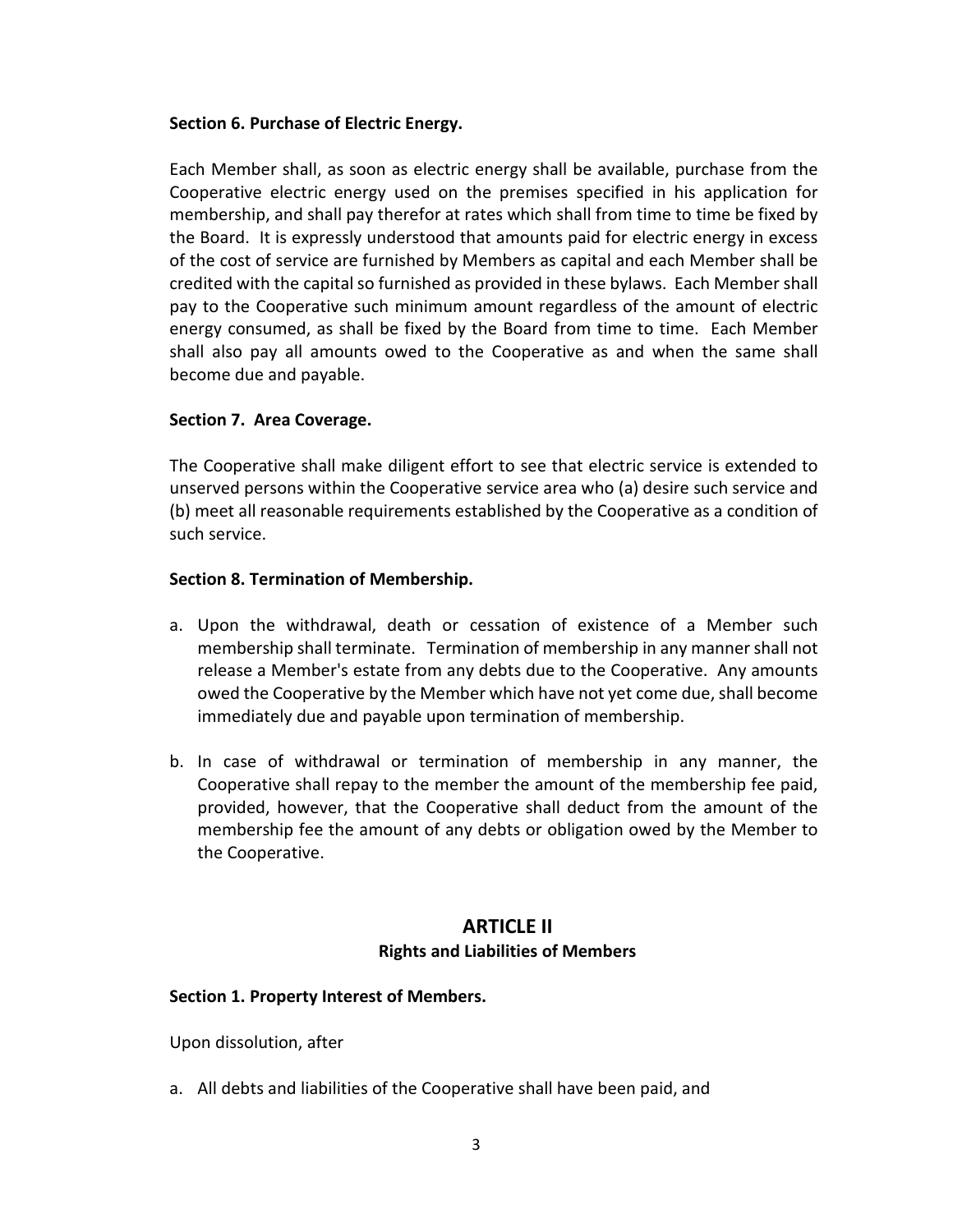**Section 6. Purchase of Electric Energy.**

Each Member shall, as soon as electric energy shall be available, purchase from the Cooperative electric energy used on the premises specified in his application for membership, and shall pay therefor at rates which shall from time to time be fixed by the Board. It is expressly understood that amounts paid for electric energy in excess of the cost of service are furnished by Members as capital and each Member shall be credited with the capital so furnished as provided in these bylaws. Each Member shall pay to the Cooperative such minimum amount regardless of the amount of electric energy consumed, as shall be fixed by the Board from time to time. Each Member shall also pay all amounts owed to the Cooperative as and when the same shall become due and payable.

**Section 7. Area Coverage.**

The Cooperative shall make diligent effort to see that electric service is extended to unserved persons within the Cooperative service area who (a) desire such service and (b) meet all reasonable requirements established by the Cooperative as a condition of such service.

**Section 8. Termination of Membership.**

a. Upon the withdrawal, death or cessation of existence of a Member such membership shall terminate. Termination of membership in any manner shall not release a Member's estate from any debts due to the Cooperative. Any amounts owed the Cooperative by the Member which have not yet come due, shall become immediately due and payable upon termination of membership.

b. In case of withdrawal or termination of membership in any manner, the Cooperative shall repay to the member the amount of the membership fee paid, provided, however, that the Cooperative shall deduct from the amount of the membership fee the amount of any debts or obligation owed by the Member to the Cooperative.

## ARTICLE II

### Rights and Liabilities of Members

**Section 1. Property Interest of Members.**

Upon dissolution, after

a. All debts and liabilities of the Cooperative shall have been paid, and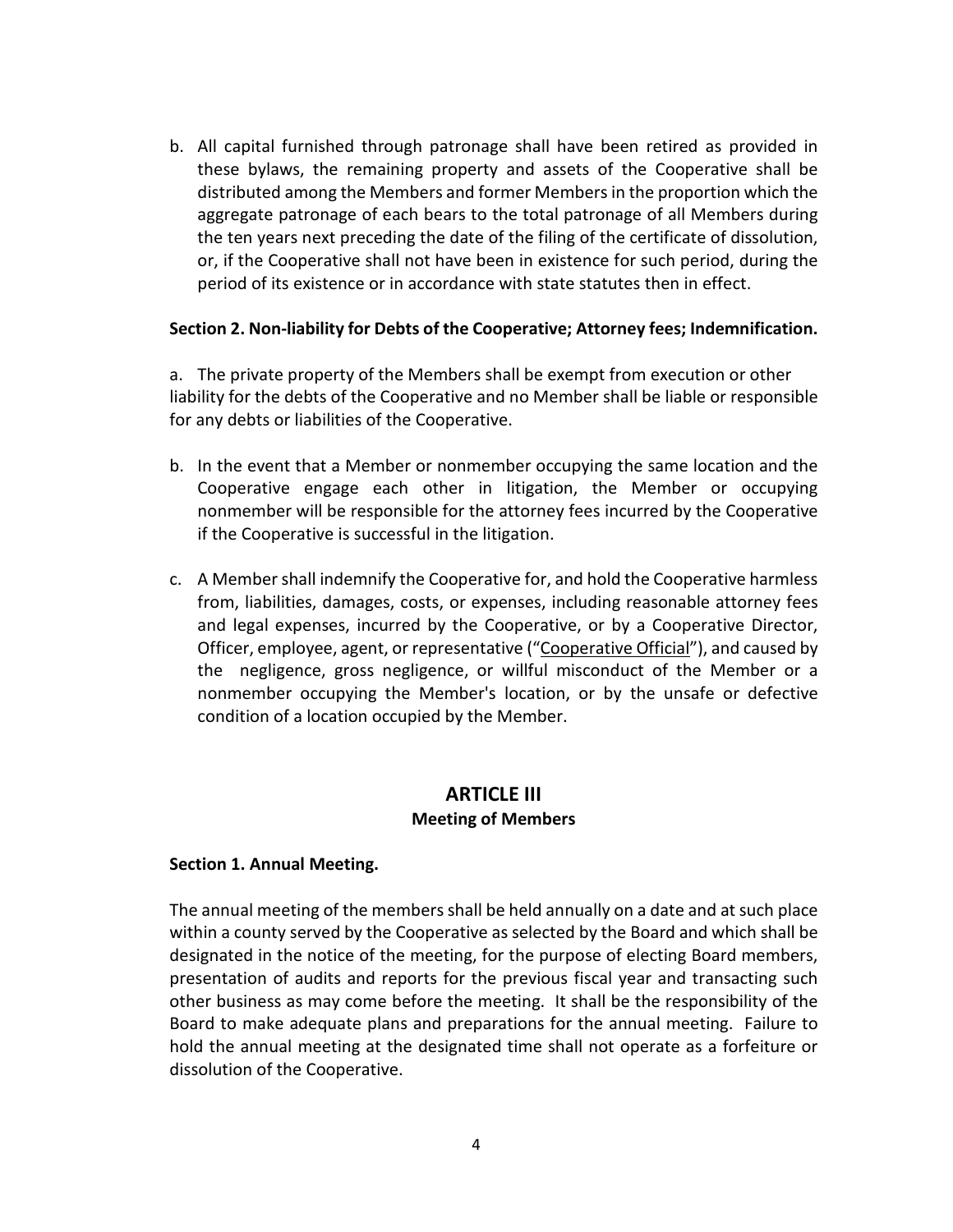b. All capital furnished through patronage shall have been retired as provided in these bylaws, the remaining property and assets of the Cooperative shall be distributed among the Members and former Members in the proportion which the aggregate patronage of each bears to the total patronage of all Members during the ten years next preceding the date of the filing of the certificate of dissolution, or, if the Cooperative shall not have been in existence for such period, during the period of its existence or in accordance with state statutes then in effect.

**Section 2. Non-liability for Debts of the Cooperative; Attorney fees; Indemnification.**

a. The private property of the Members shall be exempt from execution or other liability for the debts of the Cooperative and no Member shall be liable or responsible for any debts or liabilities of the Cooperative.

b. In the event that a Member or nonmember occupying the same location and the Cooperative engage each other in litigation, the Member or occupying nonmember will be responsible for the attorney fees incurred by the Cooperative if the Cooperative is successful in the litigation.

c. A Member shall indemnify the Cooperative for, and hold the Cooperative harmless from, liabilities, damages, costs, or expenses, including reasonable attorney fees and legal expenses, incurred by the Cooperative, or by a Cooperative Director, Officer, employee, agent, or representative ("Cooperative Official"), and caused by the negligence, gross negligence, or willful misconduct of the Member or a nonmember occupying the Member's location, or by the unsafe or defective condition of a location occupied by the Member.

## ARTICLE III

### Meeting of Members

**Section 1. Annual Meeting.**

The annual meeting of the members shall be held annually on a date and at such place within a county served by the Cooperative as selected by the Board and which shall be designated in the notice of the meeting, for the purpose of electing Board members, presentation of audits and reports for the previous fiscal year and transacting such other business as may come before the meeting. It shall be the responsibility of the Board to make adequate plans and preparations for the annual meeting. Failure to hold the annual meeting at the designated time shall not operate as a forfeiture or dissolution of the Cooperative.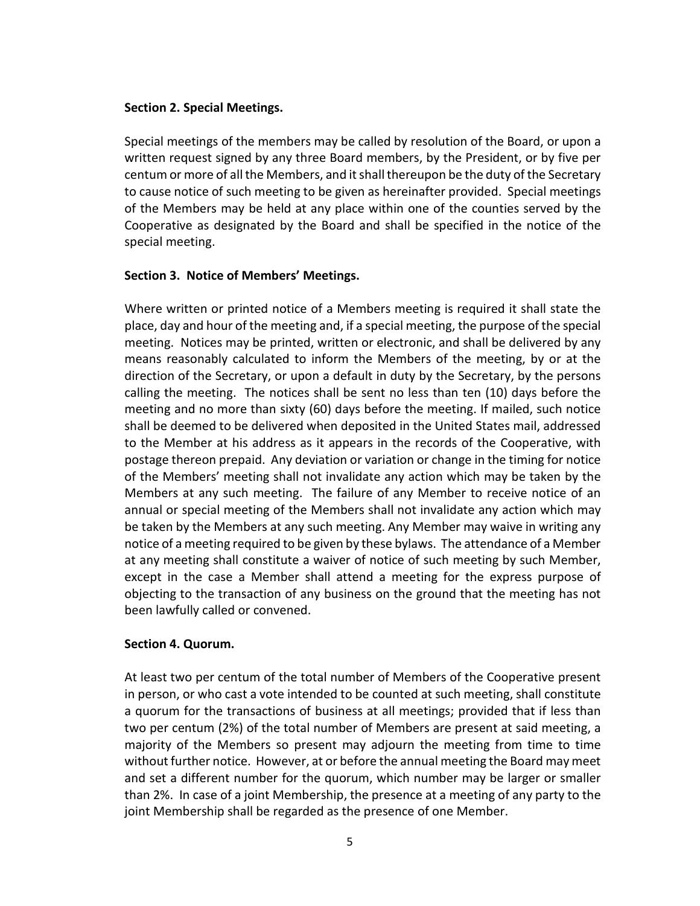**Section 2. Special Meetings.**

Special meetings of the members may be called by resolution of the Board, or upon a written request signed by any three Board members, by the President, or by five per centum or more of all the Members, and it shall thereupon be the duty of the Secretary to cause notice of such meeting to be given as hereinafter provided. Special meetings of the Members may be held at any place within one of the counties served by the Cooperative as designated by the Board and shall be specified in the notice of the special meeting.

**Section 3. Notice of Members' Meetings.**

Where written or printed notice of a Members meeting is required it shall state the place, day and hour of the meeting and, if a special meeting, the purpose of the special meeting. Notices may be printed, written or electronic, and shall be delivered by any means reasonably calculated to inform the Members of the meeting, by or at the direction of the Secretary, or upon a default in duty by the Secretary, by the persons calling the meeting. The notices shall be sent no less than ten (10) days before the meeting and no more than sixty (60) days before the meeting. If mailed, such notice shall be deemed to be delivered when deposited in the United States mail, addressed to the Member at his address as it appears in the records of the Cooperative, with postage thereon prepaid. Any deviation or variation or change in the timing for notice of the Members' meeting shall not invalidate any action which may be taken by the Members at any such meeting. The failure of any Member to receive notice of an annual or special meeting of the Members shall not invalidate any action which may be taken by the Members at any such meeting. Any Member may waive in writing any notice of a meeting required to be given by these bylaws. The attendance of a Member at any meeting shall constitute a waiver of notice of such meeting by such Member, except in the case a Member shall attend a meeting for the express purpose of objecting to the transaction of any business on the ground that the meeting has not been lawfully called or convened.

**Section 4. Quorum.**

At least two per centum of the total number of Members of the Cooperative present in person, or who cast a vote intended to be counted at such meeting, shall constitute a quorum for the transactions of business at all meetings; provided that if less than two per centum (2%) of the total number of Members are present at said meeting, a majority of the Members so present may adjourn the meeting from time to time without further notice. However, at or before the annual meeting the Board may meet and set a different number for the quorum, which number may be larger or smaller than 2%. In case of a joint Membership, the presence at a meeting of any party to the joint Membership shall be regarded as the presence of one Member.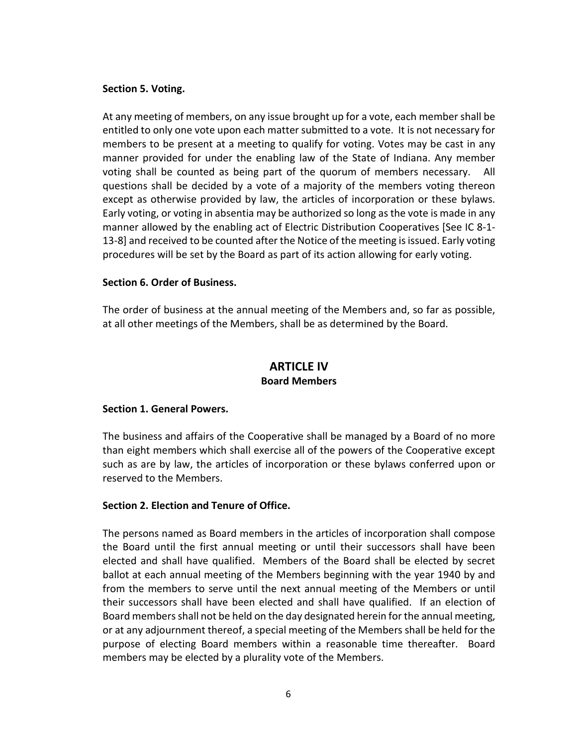**Section 5. Voting.**

At any meeting of members, on any issue brought up for a vote, each member shall be entitled to only one vote upon each matter submitted to a vote. It is not necessary for members to be present at a meeting to qualify for voting. Votes may be cast in any manner provided for under the enabling law of the State of Indiana. Any member voting shall be counted as being part of the quorum of members necessary. All questions shall be decided by a vote of a majority of the members voting thereon except as otherwise provided by law, the articles of incorporation or these bylaws. Early voting, or voting in absentia may be authorized so long as the vote is made in any manner allowed by the enabling act of Electric Distribution Cooperatives [See IC 8-1-13-8] and received to be counted after the Notice of the meeting is issued. Early voting procedures will be set by the Board as part of its action allowing for early voting.

**Section 6. Order of Business.**

The order of business at the annual meeting of the Members and, so far as possible, at all other meetings of the Members, shall be as determined by the Board.

## ARTICLE IV
### Board Members

**Section 1. General Powers.**

The business and affairs of the Cooperative shall be managed by a Board of no more than eight members which shall exercise all of the powers of the Cooperative except such as are by law, the articles of incorporation or these bylaws conferred upon or reserved to the Members.

**Section 2. Election and Tenure of Office.**

The persons named as Board members in the articles of incorporation shall compose the Board until the first annual meeting or until their successors shall have been elected and shall have qualified. Members of the Board shall be elected by secret ballot at each annual meeting of the Members beginning with the year 1940 by and from the members to serve until the next annual meeting of the Members or until their successors shall have been elected and shall have qualified. If an election of Board members shall not be held on the day designated herein for the annual meeting, or at any adjournment thereof, a special meeting of the Members shall be held for the purpose of electing Board members within a reasonable time thereafter. Board members may be elected by a plurality vote of the Members.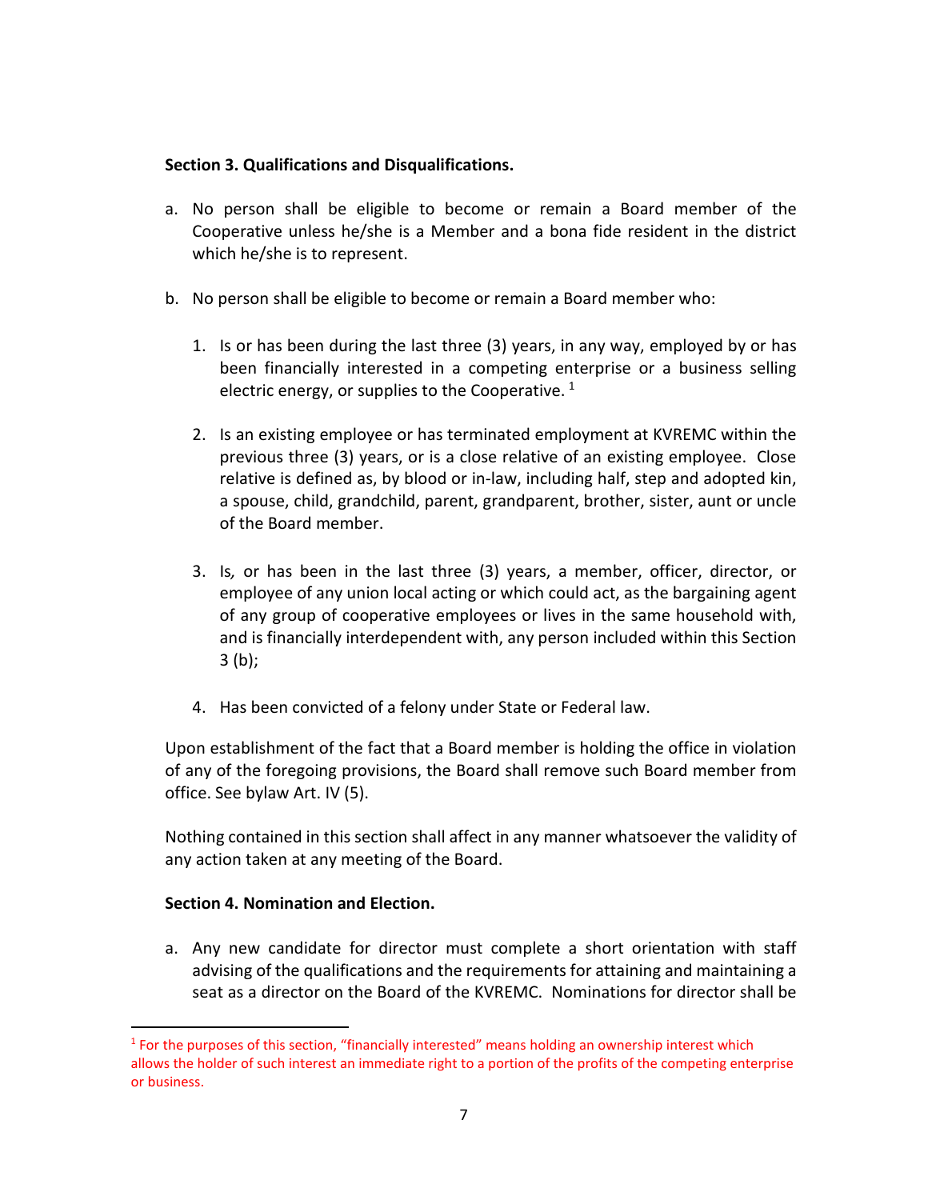**Section 3. Qualifications and Disqualifications.**

a. No person shall be eligible to become or remain a Board member of the Cooperative unless he/she is a Member and a bona fide resident in the district which he/she is to represent.

b. No person shall be eligible to become or remain a Board member who:

   1. Is or has been during the last three (3) years, in any way, employed by or has been financially interested in a competing enterprise or a business selling electric energy, or supplies to the Cooperative. [1]

   2. Is an existing employee or has terminated employment at KVREMC within the previous three (3) years, or is a close relative of an existing employee. Close relative is defined as, by blood or in-law, including half, step and adopted kin, a spouse, child, grandchild, parent, grandparent, brother, sister, aunt or uncle of the Board member.

   3. Is*,* or has been in the last three (3) years, a member, officer, director, or employee of any union local acting or which could act, as the bargaining agent of any group of cooperative employees or lives in the same household with, and is financially interdependent with, any person included within this Section 3 (b);

   4. Has been convicted of a felony under State or Federal law.

Upon establishment of the fact that a Board member is holding the office in violation of any of the foregoing provisions, the Board shall remove such Board member from office. See bylaw Art. IV (5).

Nothing contained in this section shall affect in any manner whatsoever the validity of any action taken at any meeting of the Board.

**Section 4. Nomination and Election.**

a. Any new candidate for director must complete a short orientation with staff advising of the qualifications and the requirements for attaining and maintaining a seat as a director on the Board of the KVREMC. Nominations for director shall be

[1] For the purposes of this section, "financially interested" means holding an ownership interest which allows the holder of such interest an immediate right to a portion of the profits of the competing enterprise or business.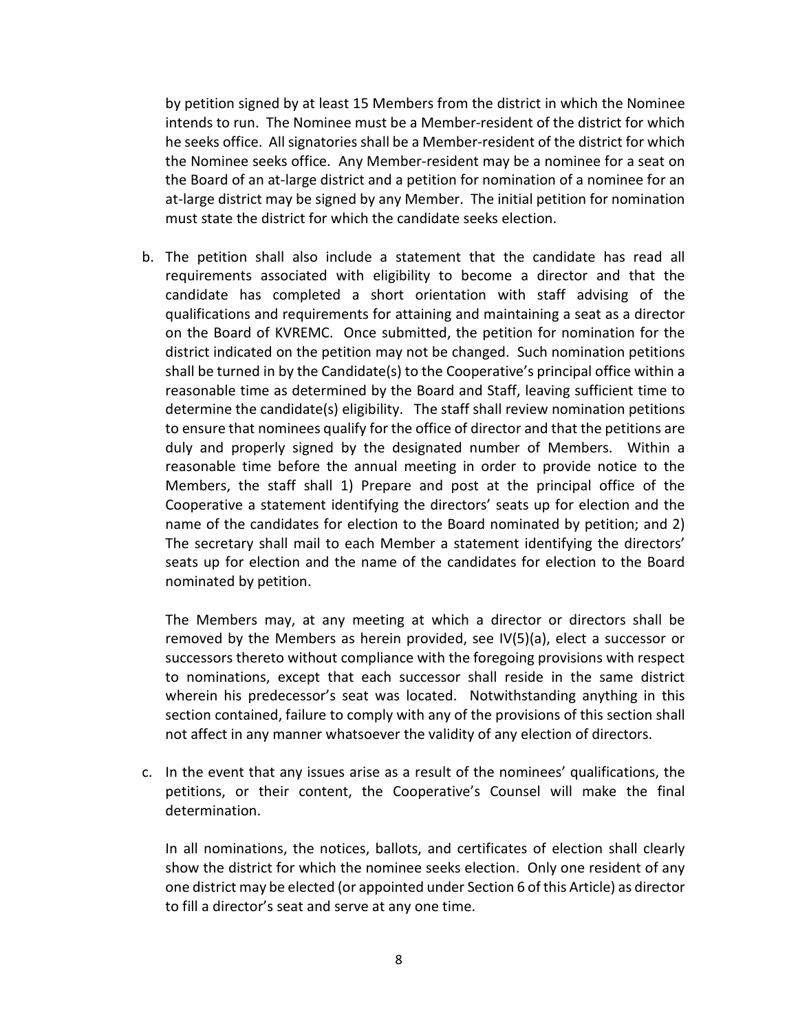by petition signed by at least 15 Members from the district in which the Nominee intends to run. The Nominee must be a Member-resident of the district for which he seeks office. All signatories shall be a Member-resident of the district for which the Nominee seeks office. Any Member-resident may be a nominee for a seat on the Board of an at-large district and a petition for nomination of a nominee for an at-large district may be signed by any Member. The initial petition for nomination must state the district for which the candidate seeks election.

b. The petition shall also include a statement that the candidate has read all requirements associated with eligibility to become a director and that the candidate has completed a short orientation with staff advising of the qualifications and requirements for attaining and maintaining a seat as a director on the Board of KVREMC. Once submitted, the petition for nomination for the district indicated on the petition may not be changed. Such nomination petitions shall be turned in by the Candidate(s) to the Cooperative's principal office within a reasonable time as determined by the Board and Staff, leaving sufficient time to determine the candidate(s) eligibility. The staff shall review nomination petitions to ensure that nominees qualify for the office of director and that the petitions are duly and properly signed by the designated number of Members. Within a reasonable time before the annual meeting in order to provide notice to the Members, the staff shall 1) Prepare and post at the principal office of the Cooperative a statement identifying the directors' seats up for election and the name of the candidates for election to the Board nominated by petition; and 2) The secretary shall mail to each Member a statement identifying the directors' seats up for election and the name of the candidates for election to the Board nominated by petition.

   The Members may, at any meeting at which a director or directors shall be removed by the Members as herein provided, see IV(5)(a), elect a successor or successors thereto without compliance with the foregoing provisions with respect to nominations, except that each successor shall reside in the same district wherein his predecessor's seat was located. Notwithstanding anything in this section contained, failure to comply with any of the provisions of this section shall not affect in any manner whatsoever the validity of any election of directors.

c. In the event that any issues arise as a result of the nominees' qualifications, the petitions, or their content, the Cooperative's Counsel will make the final determination.

   In all nominations, the notices, ballots, and certificates of election shall clearly show the district for which the nominee seeks election. Only one resident of any one district may be elected (or appointed under Section 6 of this Article) as director to fill a director's seat and serve at any one time.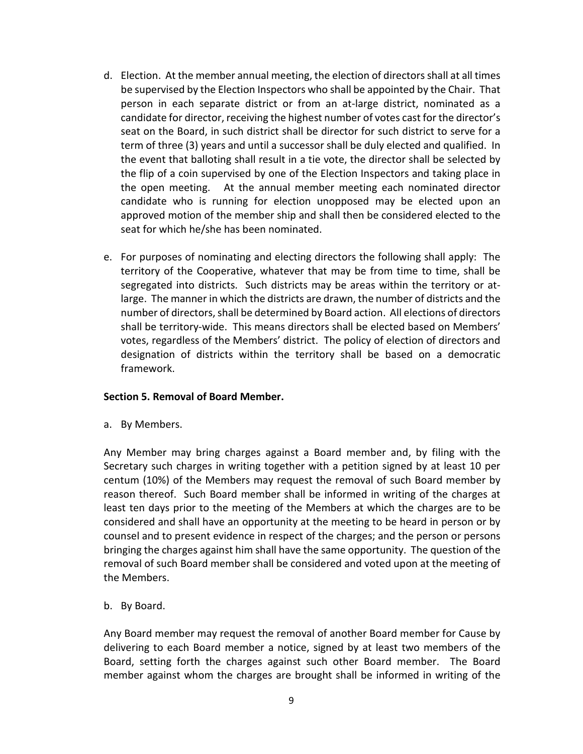d. Election. At the member annual meeting, the election of directors shall at all times be supervised by the Election Inspectors who shall be appointed by the Chair. That person in each separate district or from an at-large district, nominated as a candidate for director, receiving the highest number of votes cast for the director's seat on the Board, in such district shall be director for such district to serve for a term of three (3) years and until a successor shall be duly elected and qualified. In the event that balloting shall result in a tie vote, the director shall be selected by the flip of a coin supervised by one of the Election Inspectors and taking place in the open meeting. At the annual member meeting each nominated director candidate who is running for election unopposed may be elected upon an approved motion of the member ship and shall then be considered elected to the seat for which he/she has been nominated.

e. For purposes of nominating and electing directors the following shall apply: The territory of the Cooperative, whatever that may be from time to time, shall be segregated into districts. Such districts may be areas within the territory or at-large. The manner in which the districts are drawn, the number of districts and the number of directors, shall be determined by Board action. All elections of directors shall be territory-wide. This means directors shall be elected based on Members' votes, regardless of the Members' district. The policy of election of directors and designation of districts within the territory shall be based on a democratic framework.

**Section 5. Removal of Board Member.**

a. By Members.

Any Member may bring charges against a Board member and, by filing with the Secretary such charges in writing together with a petition signed by at least 10 per centum (10%) of the Members may request the removal of such Board member by reason thereof. Such Board member shall be informed in writing of the charges at least ten days prior to the meeting of the Members at which the charges are to be considered and shall have an opportunity at the meeting to be heard in person or by counsel and to present evidence in respect of the charges; and the person or persons bringing the charges against him shall have the same opportunity. The question of the removal of such Board member shall be considered and voted upon at the meeting of the Members.

b. By Board.

Any Board member may request the removal of another Board member for Cause by delivering to each Board member a notice, signed by at least two members of the Board, setting forth the charges against such other Board member. The Board member against whom the charges are brought shall be informed in writing of the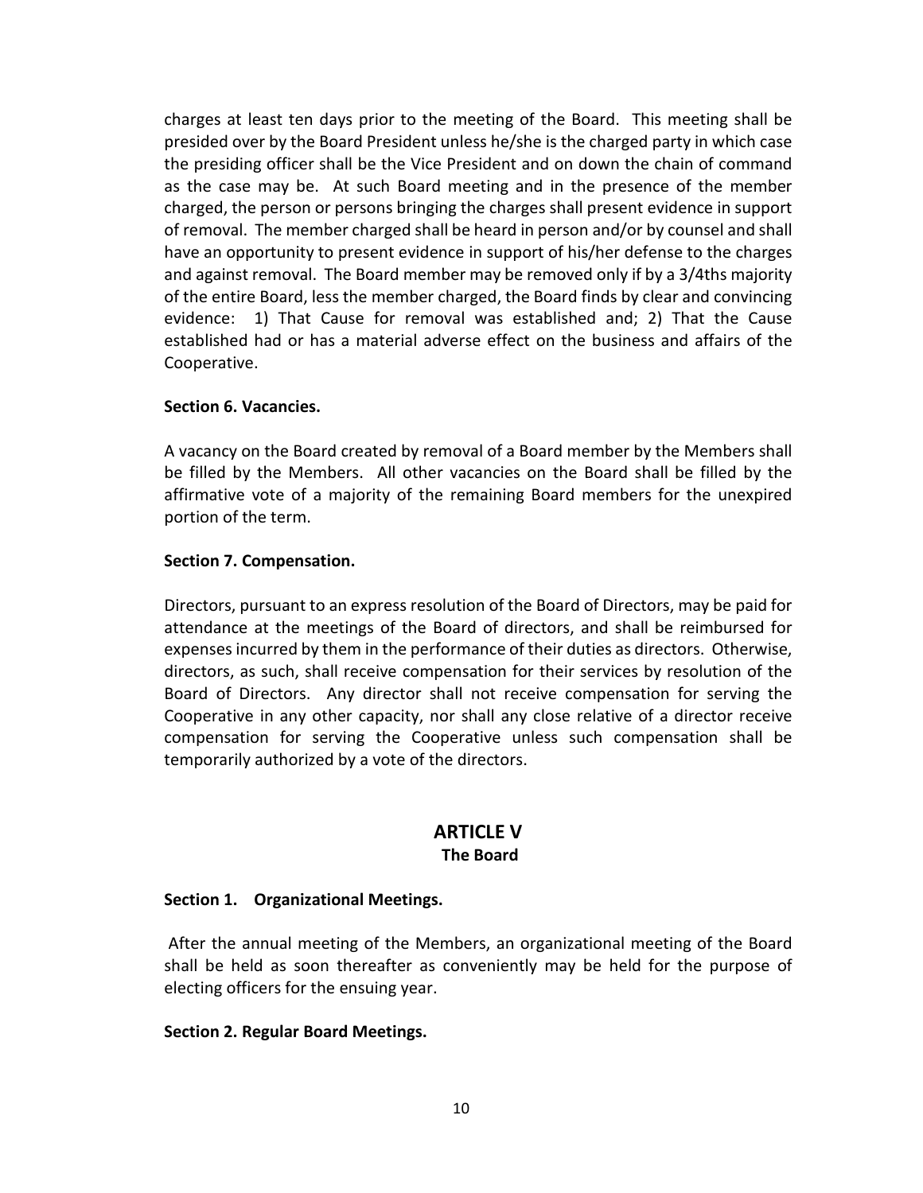charges at least ten days prior to the meeting of the Board. This meeting shall be presided over by the Board President unless he/she is the charged party in which case the presiding officer shall be the Vice President and on down the chain of command as the case may be. At such Board meeting and in the presence of the member charged, the person or persons bringing the charges shall present evidence in support of removal. The member charged shall be heard in person and/or by counsel and shall have an opportunity to present evidence in support of his/her defense to the charges and against removal. The Board member may be removed only if by a 3/4ths majority of the entire Board, less the member charged, the Board finds by clear and convincing evidence: 1) That Cause for removal was established and; 2) That the Cause established had or has a material adverse effect on the business and affairs of the Cooperative.

**Section 6. Vacancies.**

A vacancy on the Board created by removal of a Board member by the Members shall be filled by the Members. All other vacancies on the Board shall be filled by the affirmative vote of a majority of the remaining Board members for the unexpired portion of the term.

**Section 7. Compensation.**

Directors, pursuant to an express resolution of the Board of Directors, may be paid for attendance at the meetings of the Board of directors, and shall be reimbursed for expenses incurred by them in the performance of their duties as directors. Otherwise, directors, as such, shall receive compensation for their services by resolution of the Board of Directors. Any director shall not receive compensation for serving the Cooperative in any other capacity, nor shall any close relative of a director receive compensation for serving the Cooperative unless such compensation shall be temporarily authorized by a vote of the directors.

## ARTICLE V
### The Board

**Section 1. Organizational Meetings.**

After the annual meeting of the Members, an organizational meeting of the Board shall be held as soon thereafter as conveniently may be held for the purpose of electing officers for the ensuing year.

**Section 2. Regular Board Meetings.**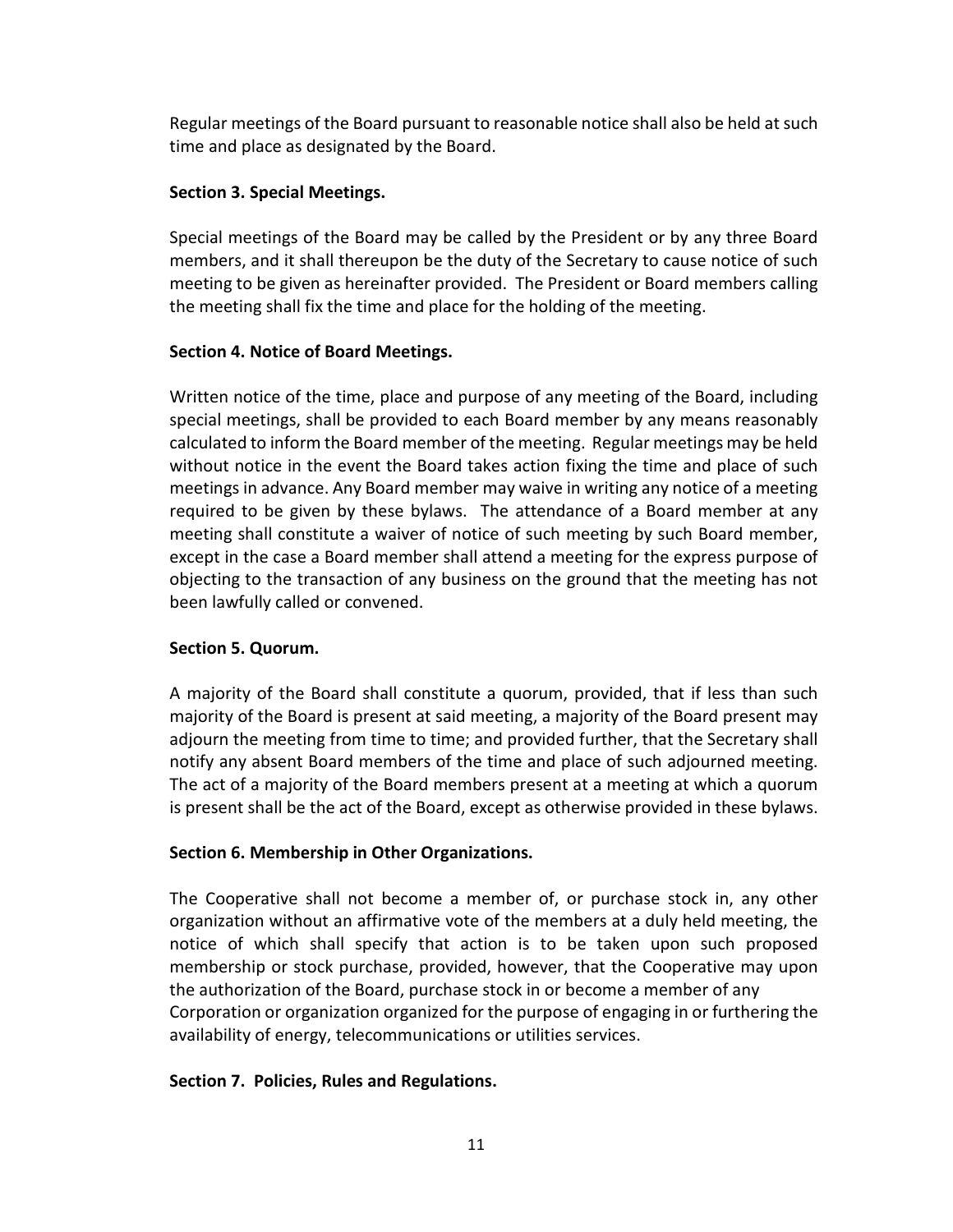Regular meetings of the Board pursuant to reasonable notice shall also be held at such time and place as designated by the Board.

**Section 3. Special Meetings.**

Special meetings of the Board may be called by the President or by any three Board members, and it shall thereupon be the duty of the Secretary to cause notice of such meeting to be given as hereinafter provided. The President or Board members calling the meeting shall fix the time and place for the holding of the meeting.

**Section 4. Notice of Board Meetings.**

Written notice of the time, place and purpose of any meeting of the Board, including special meetings, shall be provided to each Board member by any means reasonably calculated to inform the Board member of the meeting. Regular meetings may be held without notice in the event the Board takes action fixing the time and place of such meetings in advance. Any Board member may waive in writing any notice of a meeting required to be given by these bylaws. The attendance of a Board member at any meeting shall constitute a waiver of notice of such meeting by such Board member, except in the case a Board member shall attend a meeting for the express purpose of objecting to the transaction of any business on the ground that the meeting has not been lawfully called or convened.

**Section 5. Quorum.**

A majority of the Board shall constitute a quorum, provided, that if less than such majority of the Board is present at said meeting, a majority of the Board present may adjourn the meeting from time to time; and provided further, that the Secretary shall notify any absent Board members of the time and place of such adjourned meeting. The act of a majority of the Board members present at a meeting at which a quorum is present shall be the act of the Board, except as otherwise provided in these bylaws.

**Section 6. Membership in Other Organizations.**

The Cooperative shall not become a member of, or purchase stock in, any other organization without an affirmative vote of the members at a duly held meeting, the notice of which shall specify that action is to be taken upon such proposed membership or stock purchase, provided, however, that the Cooperative may upon the authorization of the Board, purchase stock in or become a member of any Corporation or organization organized for the purpose of engaging in or furthering the availability of energy, telecommunications or utilities services.

**Section 7. Policies, Rules and Regulations.**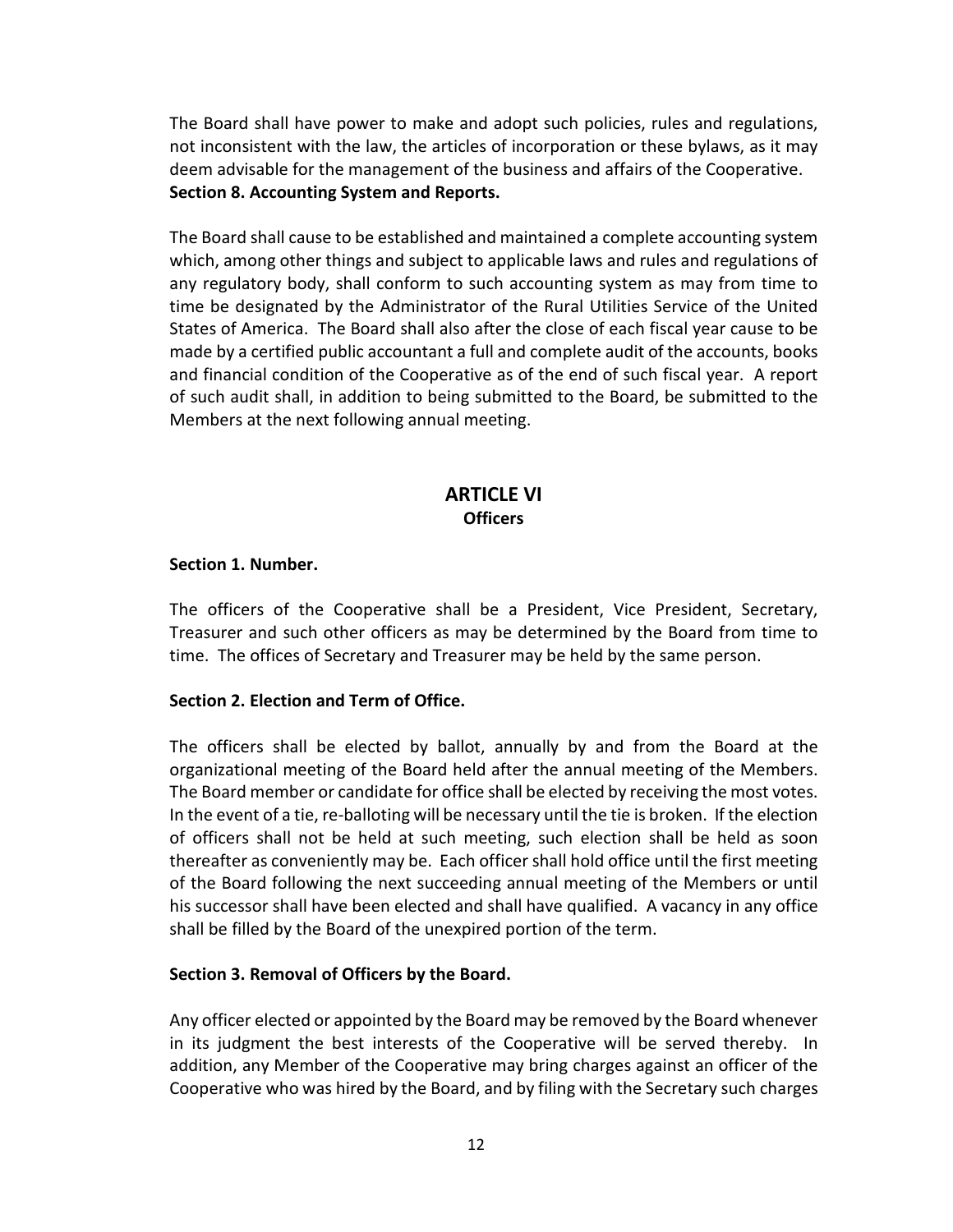The Board shall have power to make and adopt such policies, rules and regulations, not inconsistent with the law, the articles of incorporation or these bylaws, as it may deem advisable for the management of the business and affairs of the Cooperative.

**Section 8. Accounting System and Reports.**

The Board shall cause to be established and maintained a complete accounting system which, among other things and subject to applicable laws and rules and regulations of any regulatory body, shall conform to such accounting system as may from time to time be designated by the Administrator of the Rural Utilities Service of the United States of America. The Board shall also after the close of each fiscal year cause to be made by a certified public accountant a full and complete audit of the accounts, books and financial condition of the Cooperative as of the end of such fiscal year. A report of such audit shall, in addition to being submitted to the Board, be submitted to the Members at the next following annual meeting.

## ARTICLE VI
### Officers

**Section 1. Number.**

The officers of the Cooperative shall be a President, Vice President, Secretary, Treasurer and such other officers as may be determined by the Board from time to time. The offices of Secretary and Treasurer may be held by the same person.

**Section 2. Election and Term of Office.**

The officers shall be elected by ballot, annually by and from the Board at the organizational meeting of the Board held after the annual meeting of the Members. The Board member or candidate for office shall be elected by receiving the most votes. In the event of a tie, re-balloting will be necessary until the tie is broken. If the election of officers shall not be held at such meeting, such election shall be held as soon thereafter as conveniently may be. Each officer shall hold office until the first meeting of the Board following the next succeeding annual meeting of the Members or until his successor shall have been elected and shall have qualified. A vacancy in any office shall be filled by the Board of the unexpired portion of the term.

**Section 3. Removal of Officers by the Board.**

Any officer elected or appointed by the Board may be removed by the Board whenever in its judgment the best interests of the Cooperative will be served thereby. In addition, any Member of the Cooperative may bring charges against an officer of the Cooperative who was hired by the Board, and by filing with the Secretary such charges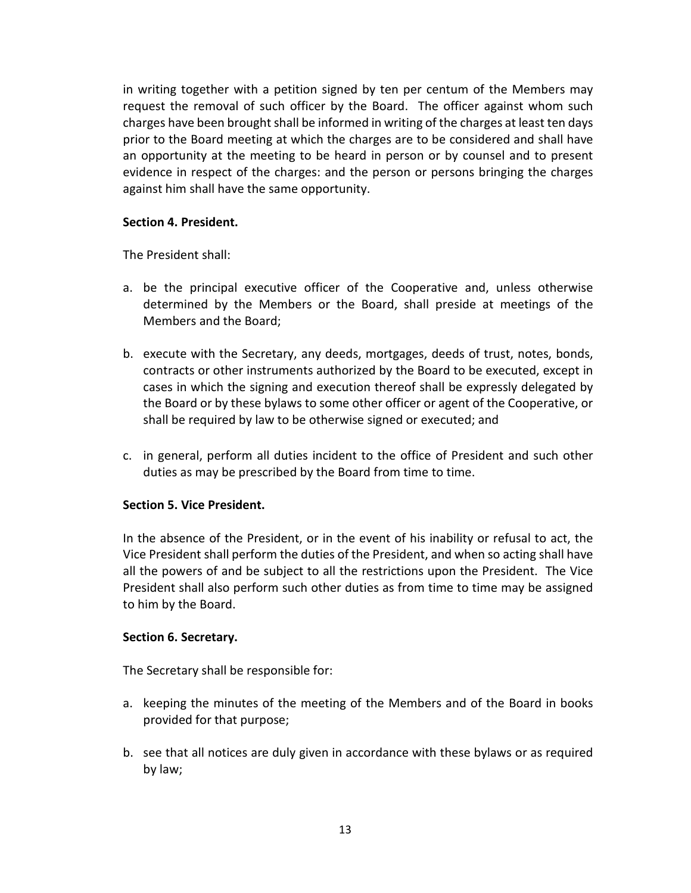in writing together with a petition signed by ten per centum of the Members may request the removal of such officer by the Board. The officer against whom such charges have been brought shall be informed in writing of the charges at least ten days prior to the Board meeting at which the charges are to be considered and shall have an opportunity at the meeting to be heard in person or by counsel and to present evidence in respect of the charges: and the person or persons bringing the charges against him shall have the same opportunity.

**Section 4. President.**

The President shall:

a. be the principal executive officer of the Cooperative and, unless otherwise determined by the Members or the Board, shall preside at meetings of the Members and the Board;

b. execute with the Secretary, any deeds, mortgages, deeds of trust, notes, bonds, contracts or other instruments authorized by the Board to be executed, except in cases in which the signing and execution thereof shall be expressly delegated by the Board or by these bylaws to some other officer or agent of the Cooperative, or shall be required by law to be otherwise signed or executed; and

c. in general, perform all duties incident to the office of President and such other duties as may be prescribed by the Board from time to time.

**Section 5. Vice President.**

In the absence of the President, or in the event of his inability or refusal to act, the Vice President shall perform the duties of the President, and when so acting shall have all the powers of and be subject to all the restrictions upon the President. The Vice President shall also perform such other duties as from time to time may be assigned to him by the Board.

**Section 6. Secretary.**

The Secretary shall be responsible for:

a. keeping the minutes of the meeting of the Members and of the Board in books provided for that purpose;

b. see that all notices are duly given in accordance with these bylaws or as required by law;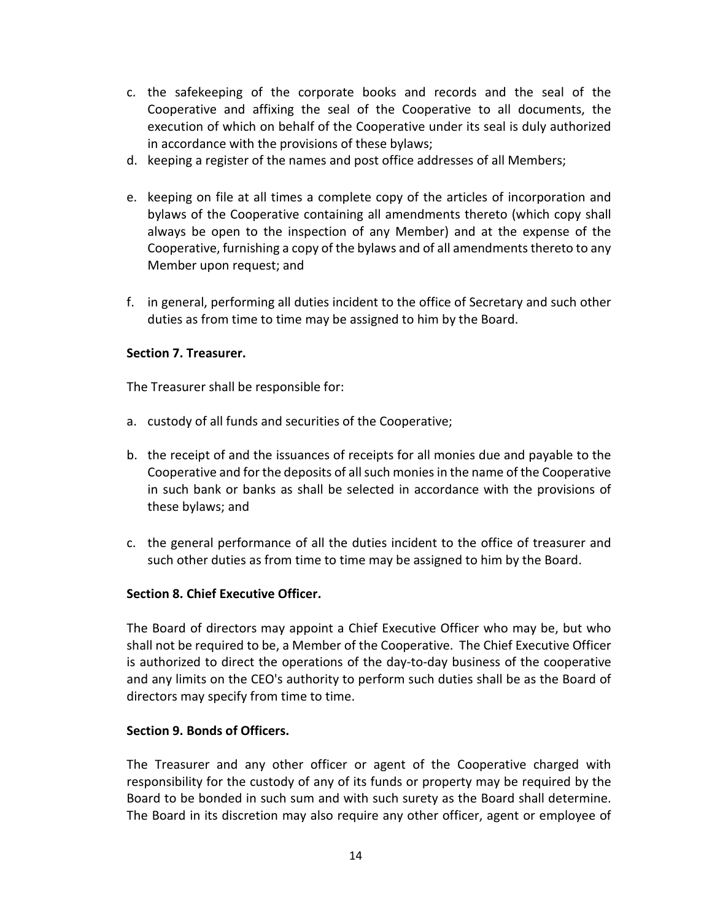c. the safekeeping of the corporate books and records and the seal of the Cooperative and affixing the seal of the Cooperative to all documents, the execution of which on behalf of the Cooperative under its seal is duly authorized in accordance with the provisions of these bylaws;
d. keeping a register of the names and post office addresses of all Members;
e. keeping on file at all times a complete copy of the articles of incorporation and bylaws of the Cooperative containing all amendments thereto (which copy shall always be open to the inspection of any Member) and at the expense of the Cooperative, furnishing a copy of the bylaws and of all amendments thereto to any Member upon request; and
f. in general, performing all duties incident to the office of Secretary and such other duties as from time to time may be assigned to him by the Board.

**Section 7. Treasurer.**

The Treasurer shall be responsible for:

a. custody of all funds and securities of the Cooperative;
b. the receipt of and the issuances of receipts for all monies due and payable to the Cooperative and for the deposits of all such monies in the name of the Cooperative in such bank or banks as shall be selected in accordance with the provisions of these bylaws; and
c. the general performance of all the duties incident to the office of treasurer and such other duties as from time to time may be assigned to him by the Board.

**Section 8. Chief Executive Officer.**

The Board of directors may appoint a Chief Executive Officer who may be, but who shall not be required to be, a Member of the Cooperative. The Chief Executive Officer is authorized to direct the operations of the day-to-day business of the cooperative and any limits on the CEO's authority to perform such duties shall be as the Board of directors may specify from time to time.

**Section 9. Bonds of Officers.**

The Treasurer and any other officer or agent of the Cooperative charged with responsibility for the custody of any of its funds or property may be required by the Board to be bonded in such sum and with such surety as the Board shall determine. The Board in its discretion may also require any other officer, agent or employee of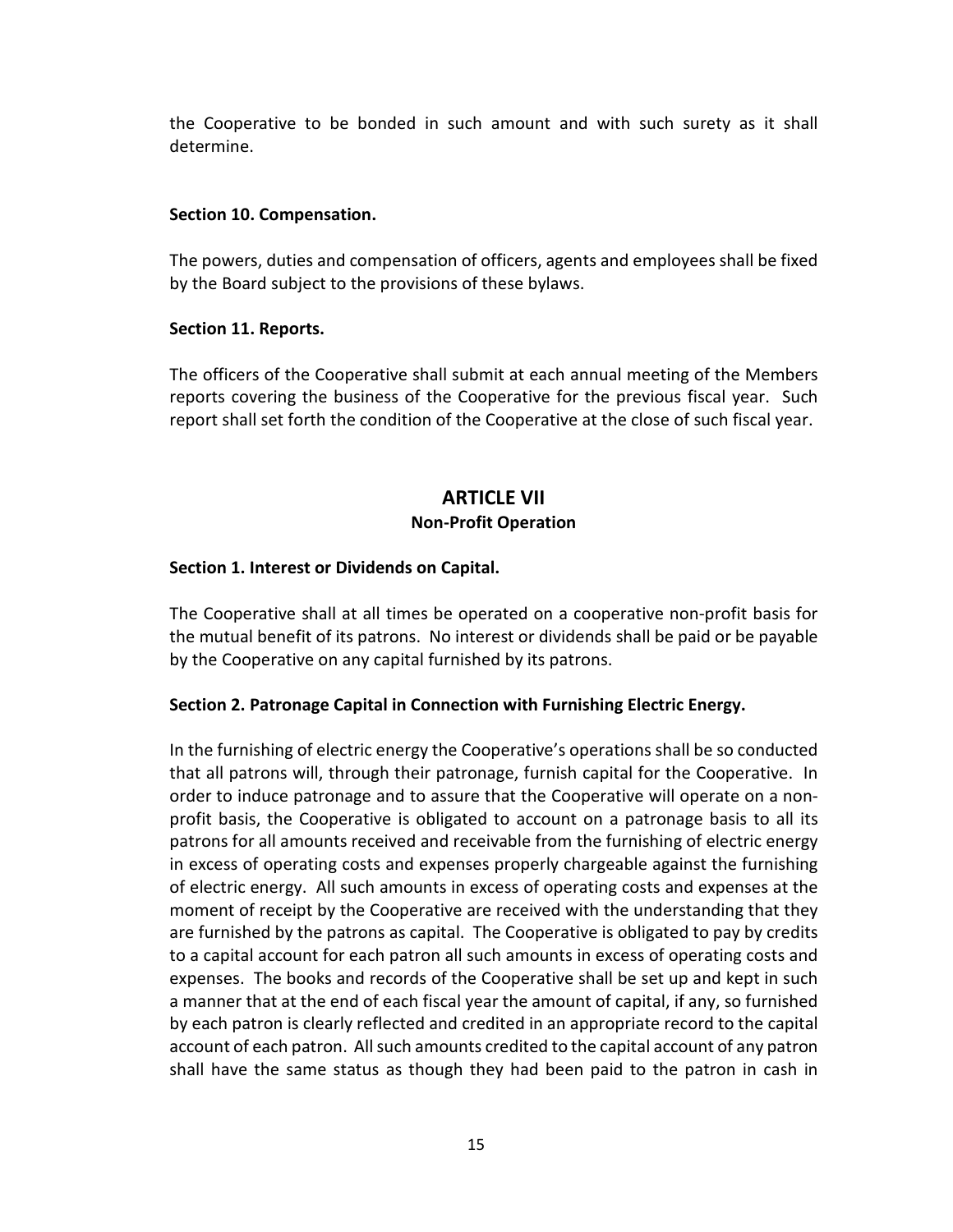the Cooperative to be bonded in such amount and with such surety as it shall determine.

**Section 10. Compensation.**

The powers, duties and compensation of officers, agents and employees shall be fixed by the Board subject to the provisions of these bylaws.

**Section 11. Reports.**

The officers of the Cooperative shall submit at each annual meeting of the Members reports covering the business of the Cooperative for the previous fiscal year. Such report shall set forth the condition of the Cooperative at the close of such fiscal year.

## ARTICLE VII

### Non-Profit Operation

**Section 1. Interest or Dividends on Capital.**

The Cooperative shall at all times be operated on a cooperative non-profit basis for the mutual benefit of its patrons. No interest or dividends shall be paid or be payable by the Cooperative on any capital furnished by its patrons.

**Section 2. Patronage Capital in Connection with Furnishing Electric Energy.**

In the furnishing of electric energy the Cooperative's operations shall be so conducted that all patrons will, through their patronage, furnish capital for the Cooperative. In order to induce patronage and to assure that the Cooperative will operate on a non-profit basis, the Cooperative is obligated to account on a patronage basis to all its patrons for all amounts received and receivable from the furnishing of electric energy in excess of operating costs and expenses properly chargeable against the furnishing of electric energy. All such amounts in excess of operating costs and expenses at the moment of receipt by the Cooperative are received with the understanding that they are furnished by the patrons as capital. The Cooperative is obligated to pay by credits to a capital account for each patron all such amounts in excess of operating costs and expenses. The books and records of the Cooperative shall be set up and kept in such a manner that at the end of each fiscal year the amount of capital, if any, so furnished by each patron is clearly reflected and credited in an appropriate record to the capital account of each patron. All such amounts credited to the capital account of any patron shall have the same status as though they had been paid to the patron in cash in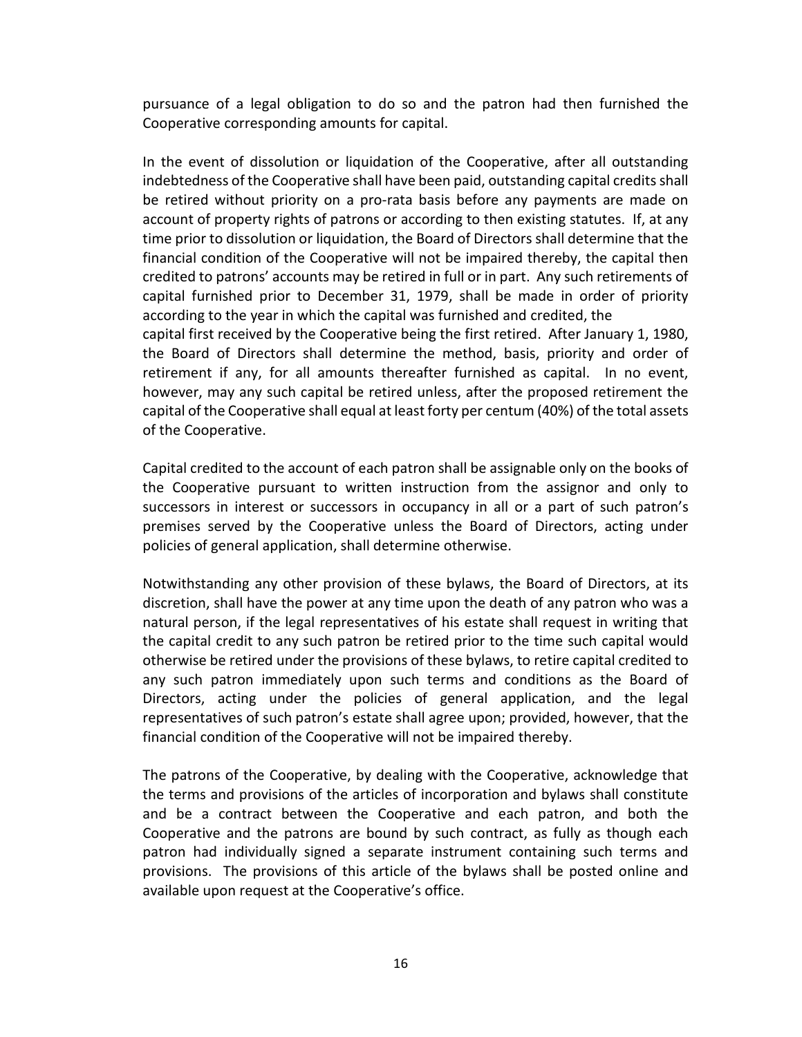pursuance of a legal obligation to do so and the patron had then furnished the Cooperative corresponding amounts for capital.

In the event of dissolution or liquidation of the Cooperative, after all outstanding indebtedness of the Cooperative shall have been paid, outstanding capital credits shall be retired without priority on a pro-rata basis before any payments are made on account of property rights of patrons or according to then existing statutes. If, at any time prior to dissolution or liquidation, the Board of Directors shall determine that the financial condition of the Cooperative will not be impaired thereby, the capital then credited to patrons' accounts may be retired in full or in part. Any such retirements of capital furnished prior to December 31, 1979, shall be made in order of priority according to the year in which the capital was furnished and credited, the capital first received by the Cooperative being the first retired. After January 1, 1980, the Board of Directors shall determine the method, basis, priority and order of retirement if any, for all amounts thereafter furnished as capital. In no event, however, may any such capital be retired unless, after the proposed retirement the capital of the Cooperative shall equal at least forty per centum (40%) of the total assets of the Cooperative.

Capital credited to the account of each patron shall be assignable only on the books of the Cooperative pursuant to written instruction from the assignor and only to successors in interest or successors in occupancy in all or a part of such patron's premises served by the Cooperative unless the Board of Directors, acting under policies of general application, shall determine otherwise.

Notwithstanding any other provision of these bylaws, the Board of Directors, at its discretion, shall have the power at any time upon the death of any patron who was a natural person, if the legal representatives of his estate shall request in writing that the capital credit to any such patron be retired prior to the time such capital would otherwise be retired under the provisions of these bylaws, to retire capital credited to any such patron immediately upon such terms and conditions as the Board of Directors, acting under the policies of general application, and the legal representatives of such patron's estate shall agree upon; provided, however, that the financial condition of the Cooperative will not be impaired thereby.

The patrons of the Cooperative, by dealing with the Cooperative, acknowledge that the terms and provisions of the articles of incorporation and bylaws shall constitute and be a contract between the Cooperative and each patron, and both the Cooperative and the patrons are bound by such contract, as fully as though each patron had individually signed a separate instrument containing such terms and provisions. The provisions of this article of the bylaws shall be posted online and available upon request at the Cooperative's office.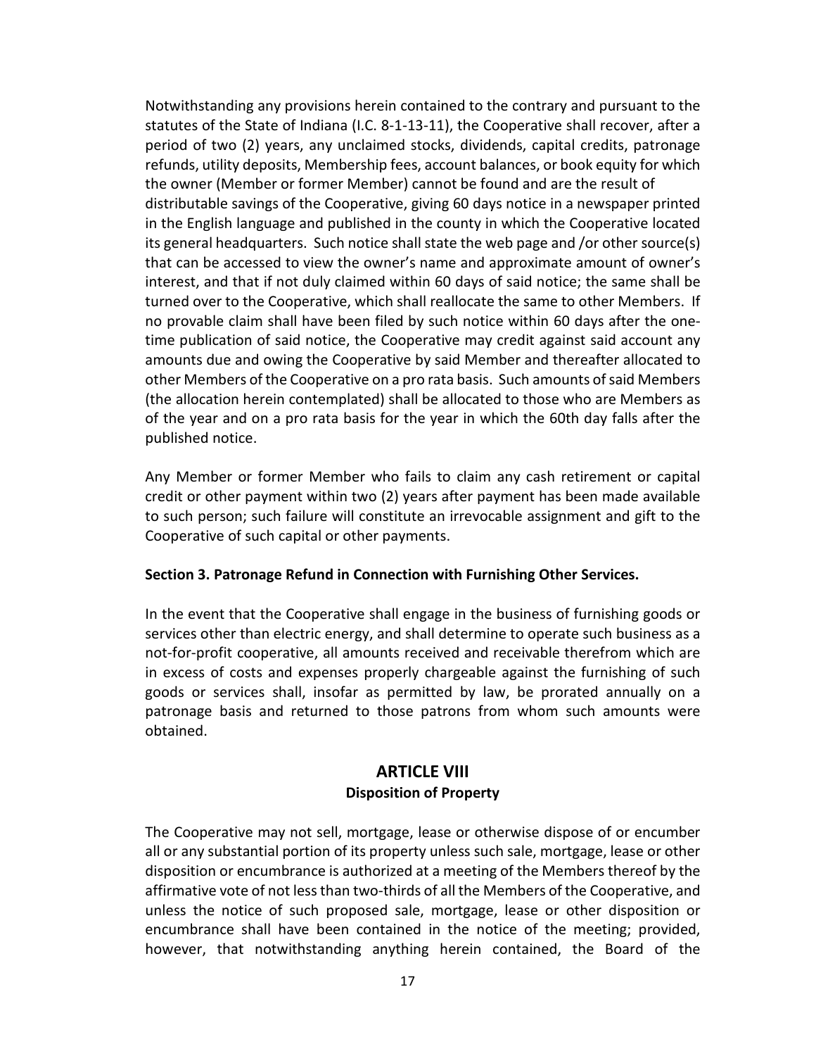Notwithstanding any provisions herein contained to the contrary and pursuant to the statutes of the State of Indiana (I.C. 8-1-13-11), the Cooperative shall recover, after a period of two (2) years, any unclaimed stocks, dividends, capital credits, patronage refunds, utility deposits, Membership fees, account balances, or book equity for which the owner (Member or former Member) cannot be found and are the result of distributable savings of the Cooperative, giving 60 days notice in a newspaper printed in the English language and published in the county in which the Cooperative located its general headquarters. Such notice shall state the web page and /or other source(s) that can be accessed to view the owner's name and approximate amount of owner's interest, and that if not duly claimed within 60 days of said notice; the same shall be turned over to the Cooperative, which shall reallocate the same to other Members. If no provable claim shall have been filed by such notice within 60 days after the one-time publication of said notice, the Cooperative may credit against said account any amounts due and owing the Cooperative by said Member and thereafter allocated to other Members of the Cooperative on a pro rata basis. Such amounts of said Members (the allocation herein contemplated) shall be allocated to those who are Members as of the year and on a pro rata basis for the year in which the 60th day falls after the published notice.

Any Member or former Member who fails to claim any cash retirement or capital credit or other payment within two (2) years after payment has been made available to such person; such failure will constitute an irrevocable assignment and gift to the Cooperative of such capital or other payments.

**Section 3. Patronage Refund in Connection with Furnishing Other Services.**

In the event that the Cooperative shall engage in the business of furnishing goods or services other than electric energy, and shall determine to operate such business as a not-for-profit cooperative, all amounts received and receivable therefrom which are in excess of costs and expenses properly chargeable against the furnishing of such goods or services shall, insofar as permitted by law, be prorated annually on a patronage basis and returned to those patrons from whom such amounts were obtained.

## ARTICLE VIII
### Disposition of Property

The Cooperative may not sell, mortgage, lease or otherwise dispose of or encumber all or any substantial portion of its property unless such sale, mortgage, lease or other disposition or encumbrance is authorized at a meeting of the Members thereof by the affirmative vote of not less than two-thirds of all the Members of the Cooperative, and unless the notice of such proposed sale, mortgage, lease or other disposition or encumbrance shall have been contained in the notice of the meeting; provided, however, that notwithstanding anything herein contained, the Board of the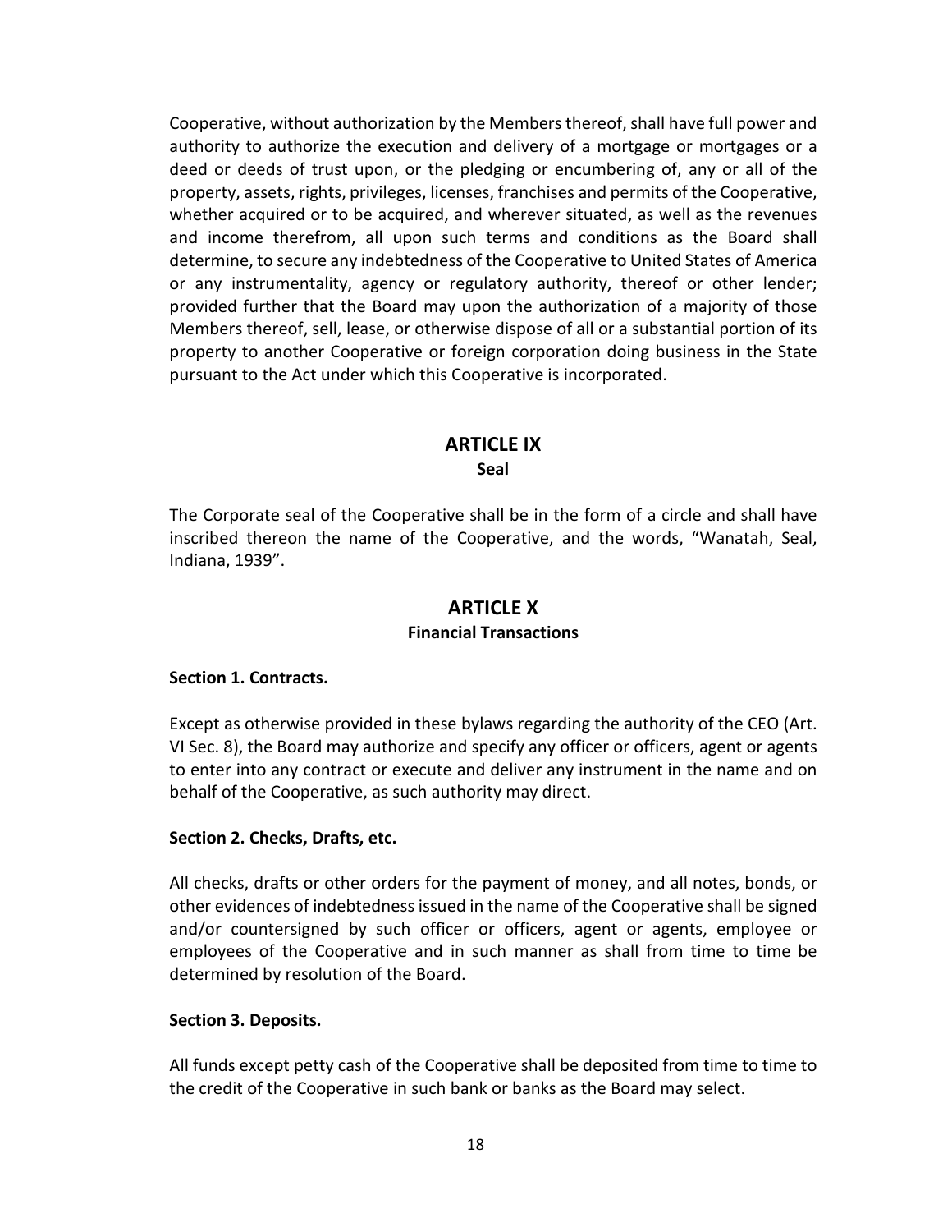Cooperative, without authorization by the Members thereof, shall have full power and authority to authorize the execution and delivery of a mortgage or mortgages or a deed or deeds of trust upon, or the pledging or encumbering of, any or all of the property, assets, rights, privileges, licenses, franchises and permits of the Cooperative, whether acquired or to be acquired, and wherever situated, as well as the revenues and income therefrom, all upon such terms and conditions as the Board shall determine, to secure any indebtedness of the Cooperative to United States of America or any instrumentality, agency or regulatory authority, thereof or other lender; provided further that the Board may upon the authorization of a majority of those Members thereof, sell, lease, or otherwise dispose of all or a substantial portion of its property to another Cooperative or foreign corporation doing business in the State pursuant to the Act under which this Cooperative is incorporated.

## ARTICLE IX
### Seal

The Corporate seal of the Cooperative shall be in the form of a circle and shall have inscribed thereon the name of the Cooperative, and the words, "Wanatah, Seal, Indiana, 1939".

## ARTICLE X
### Financial Transactions

**Section 1. Contracts.**

Except as otherwise provided in these bylaws regarding the authority of the CEO (Art. VI Sec. 8), the Board may authorize and specify any officer or officers, agent or agents to enter into any contract or execute and deliver any instrument in the name and on behalf of the Cooperative, as such authority may direct.

**Section 2. Checks, Drafts, etc.**

All checks, drafts or other orders for the payment of money, and all notes, bonds, or other evidences of indebtedness issued in the name of the Cooperative shall be signed and/or countersigned by such officer or officers, agent or agents, employee or employees of the Cooperative and in such manner as shall from time to time be determined by resolution of the Board.

**Section 3. Deposits.**

All funds except petty cash of the Cooperative shall be deposited from time to time to the credit of the Cooperative in such bank or banks as the Board may select.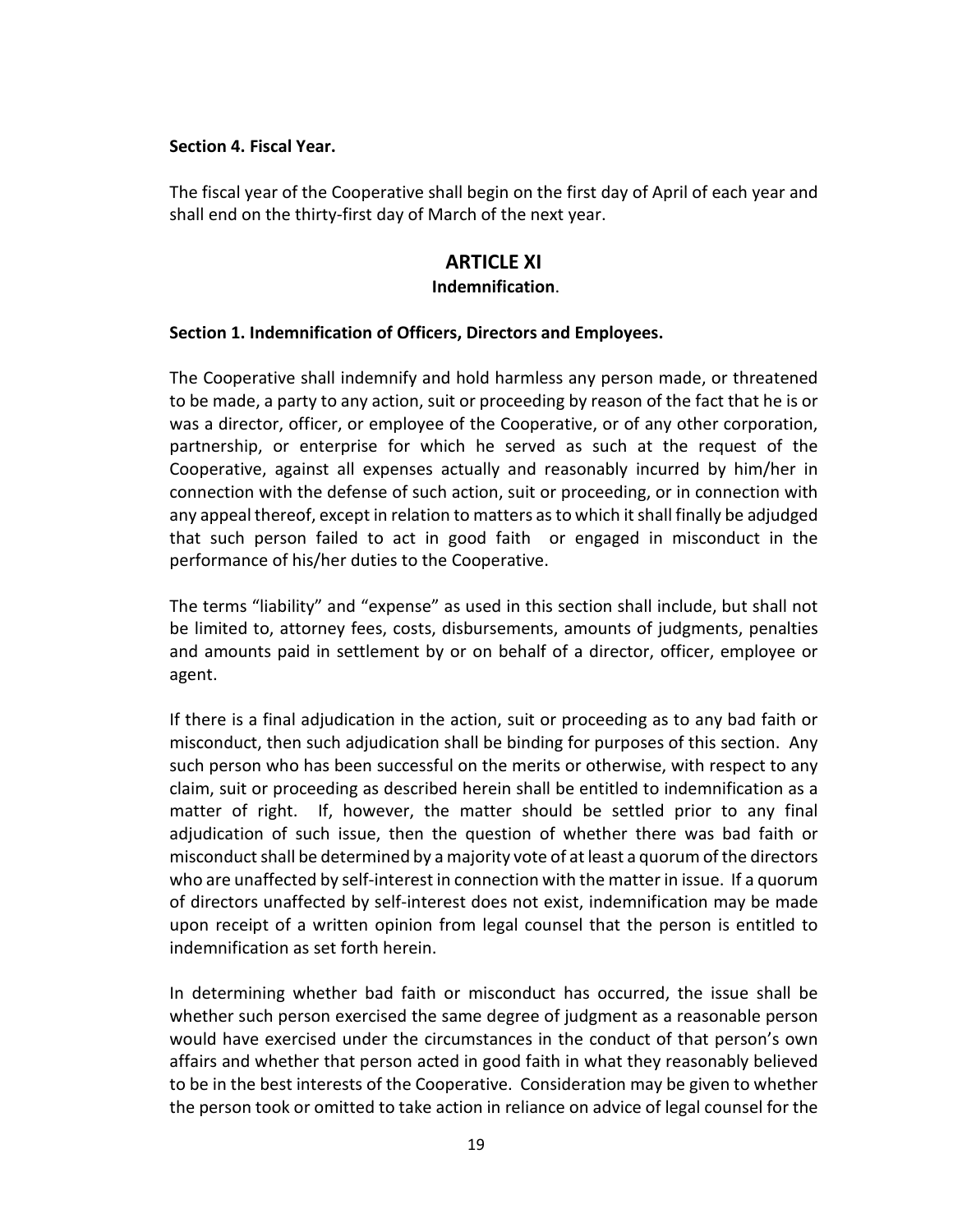**Section 4. Fiscal Year.**

The fiscal year of the Cooperative shall begin on the first day of April of each year and shall end on the thirty-first day of March of the next year.

## ARTICLE XI

**Indemnification**.

**Section 1. Indemnification of Officers, Directors and Employees.**

The Cooperative shall indemnify and hold harmless any person made, or threatened to be made, a party to any action, suit or proceeding by reason of the fact that he is or was a director, officer, or employee of the Cooperative, or of any other corporation, partnership, or enterprise for which he served as such at the request of the Cooperative, against all expenses actually and reasonably incurred by him/her in connection with the defense of such action, suit or proceeding, or in connection with any appeal thereof, except in relation to matters as to which it shall finally be adjudged that such person failed to act in good faith or engaged in misconduct in the performance of his/her duties to the Cooperative.

The terms "liability" and "expense" as used in this section shall include, but shall not be limited to, attorney fees, costs, disbursements, amounts of judgments, penalties and amounts paid in settlement by or on behalf of a director, officer, employee or agent.

If there is a final adjudication in the action, suit or proceeding as to any bad faith or misconduct, then such adjudication shall be binding for purposes of this section. Any such person who has been successful on the merits or otherwise, with respect to any claim, suit or proceeding as described herein shall be entitled to indemnification as a matter of right. If, however, the matter should be settled prior to any final adjudication of such issue, then the question of whether there was bad faith or misconduct shall be determined by a majority vote of at least a quorum of the directors who are unaffected by self-interest in connection with the matter in issue. If a quorum of directors unaffected by self-interest does not exist, indemnification may be made upon receipt of a written opinion from legal counsel that the person is entitled to indemnification as set forth herein.

In determining whether bad faith or misconduct has occurred, the issue shall be whether such person exercised the same degree of judgment as a reasonable person would have exercised under the circumstances in the conduct of that person's own affairs and whether that person acted in good faith in what they reasonably believed to be in the best interests of the Cooperative. Consideration may be given to whether the person took or omitted to take action in reliance on advice of legal counsel for the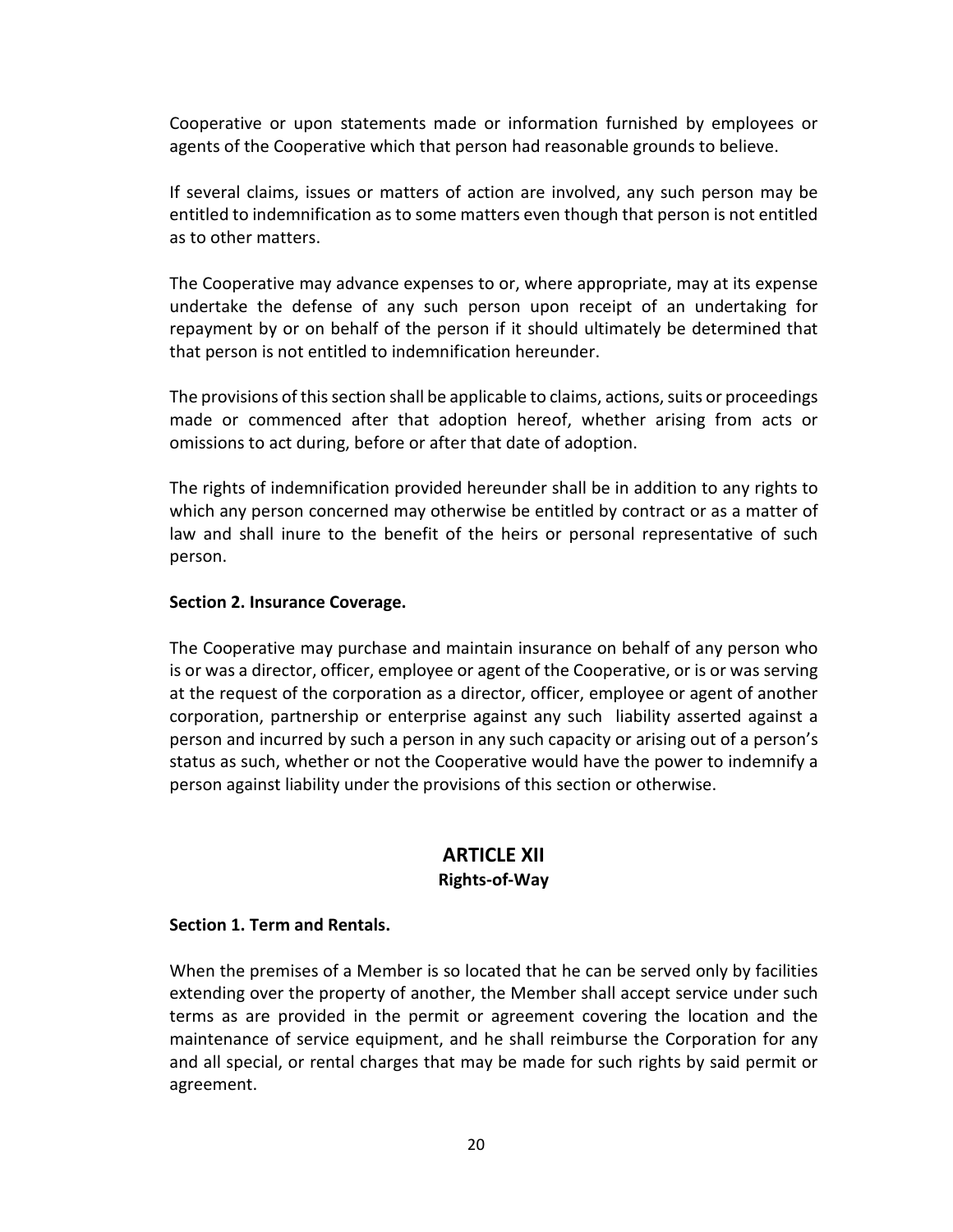Cooperative or upon statements made or information furnished by employees or agents of the Cooperative which that person had reasonable grounds to believe.

If several claims, issues or matters of action are involved, any such person may be entitled to indemnification as to some matters even though that person is not entitled as to other matters.

The Cooperative may advance expenses to or, where appropriate, may at its expense undertake the defense of any such person upon receipt of an undertaking for repayment by or on behalf of the person if it should ultimately be determined that that person is not entitled to indemnification hereunder.

The provisions of this section shall be applicable to claims, actions, suits or proceedings made or commenced after that adoption hereof, whether arising from acts or omissions to act during, before or after that date of adoption.

The rights of indemnification provided hereunder shall be in addition to any rights to which any person concerned may otherwise be entitled by contract or as a matter of law and shall inure to the benefit of the heirs or personal representative of such person.

**Section 2. Insurance Coverage.**

The Cooperative may purchase and maintain insurance on behalf of any person who is or was a director, officer, employee or agent of the Cooperative, or is or was serving at the request of the corporation as a director, officer, employee or agent of another corporation, partnership or enterprise against any such liability asserted against a person and incurred by such a person in any such capacity or arising out of a person's status as such, whether or not the Cooperative would have the power to indemnify a person against liability under the provisions of this section or otherwise.

## ARTICLE XII

### Rights-of-Way

**Section 1. Term and Rentals.**

When the premises of a Member is so located that he can be served only by facilities extending over the property of another, the Member shall accept service under such terms as are provided in the permit or agreement covering the location and the maintenance of service equipment, and he shall reimburse the Corporation for any and all special, or rental charges that may be made for such rights by said permit or agreement.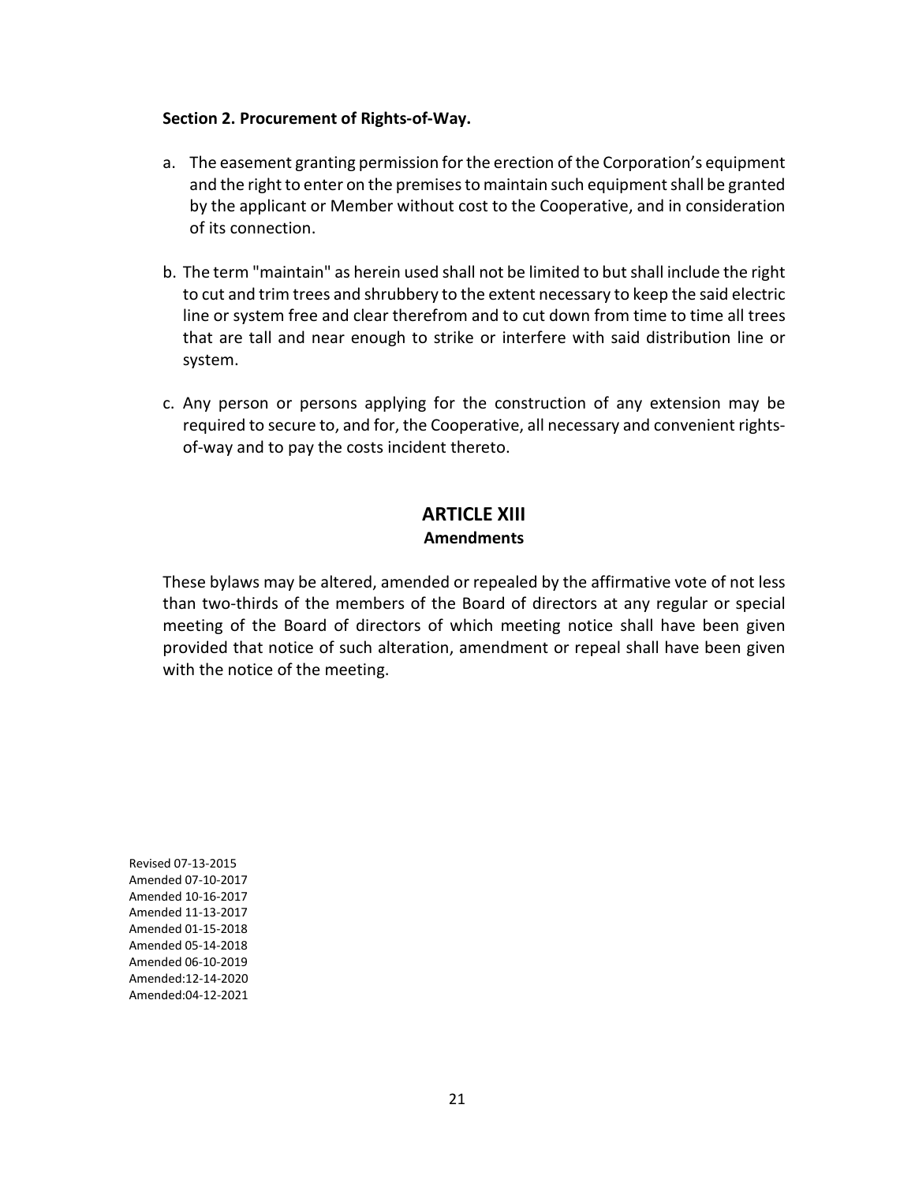**Section 2. Procurement of Rights-of-Way.**

a. The easement granting permission for the erection of the Corporation's equipment and the right to enter on the premises to maintain such equipment shall be granted by the applicant or Member without cost to the Cooperative, and in consideration of its connection.

b. The term "maintain" as herein used shall not be limited to but shall include the right to cut and trim trees and shrubbery to the extent necessary to keep the said electric line or system free and clear therefrom and to cut down from time to time all trees that are tall and near enough to strike or interfere with said distribution line or system.

c. Any person or persons applying for the construction of any extension may be required to secure to, and for, the Cooperative, all necessary and convenient rights-of-way and to pay the costs incident thereto.

## ARTICLE XIII
### Amendments

These bylaws may be altered, amended or repealed by the affirmative vote of not less than two-thirds of the members of the Board of directors at any regular or special meeting of the Board of directors of which meeting notice shall have been given provided that notice of such alteration, amendment or repeal shall have been given with the notice of the meeting.

Revised 07-13-2015
Amended 07-10-2017
Amended 10-16-2017
Amended 11-13-2017
Amended 01-15-2018
Amended 05-14-2018
Amended 06-10-2019
Amended:12-14-2020
Amended:04-12-2021